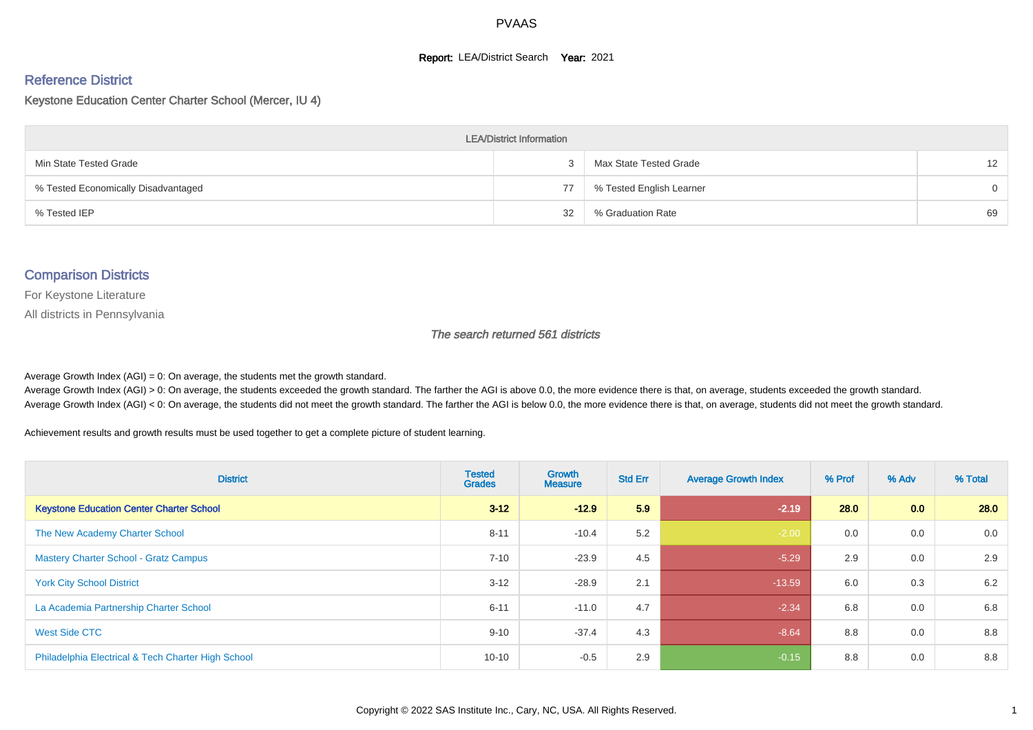# PVAAS

**Report:** LEA/District Search **Year:** 2021

## Reference District

Keystone Education Center Charter School (Mercer, IU 4)

| LEA/District Information | | | |
|---|---|---|---|
| Min State Tested Grade | 3 | Max State Tested Grade | 12 |
| % Tested Economically Disadvantaged | 77 | % Tested English Learner | 0 |
| % Tested IEP | 32 | % Graduation Rate | 69 |

## Comparison Districts

For Keystone Literature

All districts in Pennsylvania

*The search returned 561 districts*

Average Growth Index (AGI) = 0: On average, the students met the growth standard.
Average Growth Index (AGI) > 0: On average, the students exceeded the growth standard. The farther the AGI is above 0.0, the more evidence there is that, on average, students exceeded the growth standard.
Average Growth Index (AGI) < 0: On average, the students did not meet the growth standard. The farther the AGI is below 0.0, the more evidence there is that, on average, students did not meet the growth standard.

Achievement results and growth results must be used together to get a complete picture of student learning.

| District | Tested Grades | Growth Measure | Std Err | Average Growth Index | % Prof | % Adv | % Total |
|---|---|---|---|---|---|---|---|
| **Keystone Education Center Charter School** | **3-12** | **-12.9** | **5.9** | **-2.19** | **28.0** | **0.0** | **28.0** |
| The New Academy Charter School | 8-11 | -10.4 | 5.2 | -2.00 | 0.0 | 0.0 | 0.0 |
| Mastery Charter School - Gratz Campus | 7-10 | -23.9 | 4.5 | -5.29 | 2.9 | 0.0 | 2.9 |
| York City School District | 3-12 | -28.9 | 2.1 | -13.59 | 6.0 | 0.3 | 6.2 |
| La Academia Partnership Charter School | 6-11 | -11.0 | 4.7 | -2.34 | 6.8 | 0.0 | 6.8 |
| West Side CTC | 9-10 | -37.4 | 4.3 | -8.64 | 8.8 | 0.0 | 8.8 |
| Philadelphia Electrical & Tech Charter High School | 10-10 | -0.5 | 2.9 | -0.15 | 8.8 | 0.0 | 8.8 |

Copyright © 2022 SAS Institute Inc., Cary, NC, USA. All Rights Reserved.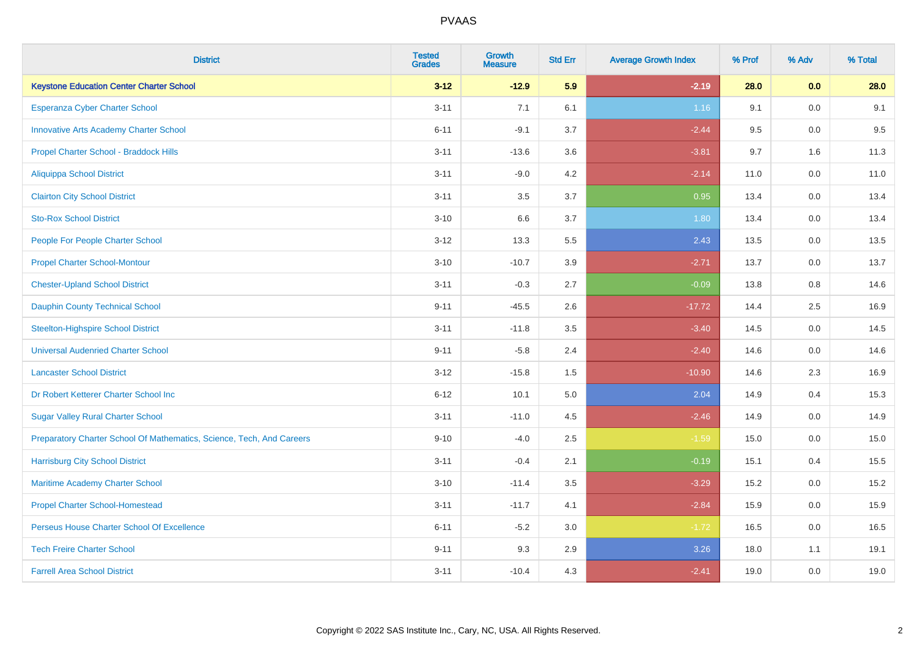| District | Tested Grades | Growth Measure | Std Err | Average Growth Index | % Prof | % Adv | % Total |
|---|---|---|---|---|---|---|---|
| **Keystone Education Center Charter School** | **3-12** | **-12.9** | **5.9** | **-2.19** | **28.0** | **0.0** | **28.0** |
| Esperanza Cyber Charter School | 3-11 | 7.1 | 6.1 | 1.16 | 9.1 | 0.0 | 9.1 |
| Innovative Arts Academy Charter School | 6-11 | -9.1 | 3.7 | -2.44 | 9.5 | 0.0 | 9.5 |
| Propel Charter School - Braddock Hills | 3-11 | -13.6 | 3.6 | -3.81 | 9.7 | 1.6 | 11.3 |
| Aliquippa School District | 3-11 | -9.0 | 4.2 | -2.14 | 11.0 | 0.0 | 11.0 |
| Clairton City School District | 3-11 | 3.5 | 3.7 | 0.95 | 13.4 | 0.0 | 13.4 |
| Sto-Rox School District | 3-10 | 6.6 | 3.7 | 1.80 | 13.4 | 0.0 | 13.4 |
| People For People Charter School | 3-12 | 13.3 | 5.5 | 2.43 | 13.5 | 0.0 | 13.5 |
| Propel Charter School-Montour | 3-10 | -10.7 | 3.9 | -2.71 | 13.7 | 0.0 | 13.7 |
| Chester-Upland School District | 3-11 | -0.3 | 2.7 | -0.09 | 13.8 | 0.8 | 14.6 |
| Dauphin County Technical School | 9-11 | -45.5 | 2.6 | -17.72 | 14.4 | 2.5 | 16.9 |
| Steelton-Highspire School District | 3-11 | -11.8 | 3.5 | -3.40 | 14.5 | 0.0 | 14.5 |
| Universal Audenried Charter School | 9-11 | -5.8 | 2.4 | -2.40 | 14.6 | 0.0 | 14.6 |
| Lancaster School District | 3-12 | -15.8 | 1.5 | -10.90 | 14.6 | 2.3 | 16.9 |
| Dr Robert Ketterer Charter School Inc | 6-12 | 10.1 | 5.0 | 2.04 | 14.9 | 0.4 | 15.3 |
| Sugar Valley Rural Charter School | 3-11 | -11.0 | 4.5 | -2.46 | 14.9 | 0.0 | 14.9 |
| Preparatory Charter School Of Mathematics, Science, Tech, And Careers | 9-10 | -4.0 | 2.5 | -1.59 | 15.0 | 0.0 | 15.0 |
| Harrisburg City School District | 3-11 | -0.4 | 2.1 | -0.19 | 15.1 | 0.4 | 15.5 |
| Maritime Academy Charter School | 3-10 | -11.4 | 3.5 | -3.29 | 15.2 | 0.0 | 15.2 |
| Propel Charter School-Homestead | 3-11 | -11.7 | 4.1 | -2.84 | 15.9 | 0.0 | 15.9 |
| Perseus House Charter School Of Excellence | 6-11 | -5.2 | 3.0 | -1.72 | 16.5 | 0.0 | 16.5 |
| Tech Freire Charter School | 9-11 | 9.3 | 2.9 | 3.26 | 18.0 | 1.1 | 19.1 |
| Farrell Area School District | 3-11 | -10.4 | 4.3 | -2.41 | 19.0 | 0.0 | 19.0 |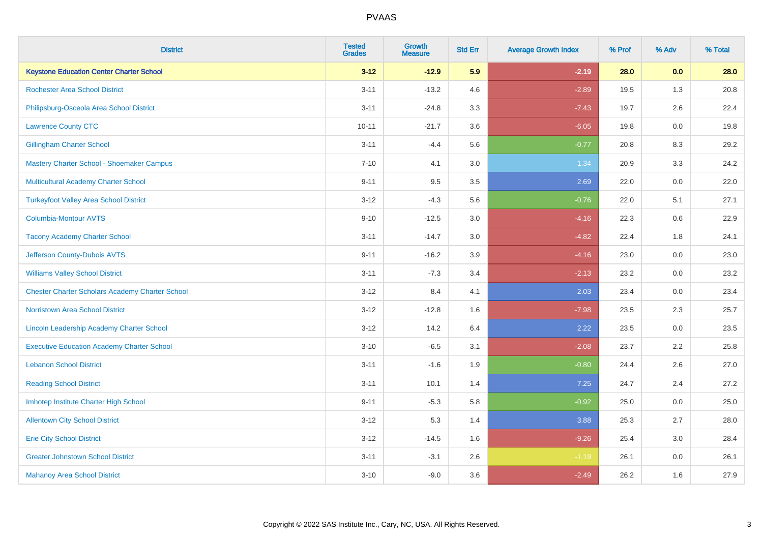# PVAAS

| District | Tested Grades | Growth Measure | Std Err | Average Growth Index | % Prof | % Adv | % Total |
|---|---|---|---|---|---|---|---|
| **Keystone Education Center Charter School** | **3-12** | **-12.9** | **5.9** | **-2.19** | **28.0** | **0.0** | **28.0** |
| Rochester Area School District | 3-11 | -13.2 | 4.6 | -2.89 | 19.5 | 1.3 | 20.8 |
| Philipsburg-Osceola Area School District | 3-11 | -24.8 | 3.3 | -7.43 | 19.7 | 2.6 | 22.4 |
| Lawrence County CTC | 10-11 | -21.7 | 3.6 | -6.05 | 19.8 | 0.0 | 19.8 |
| Gillingham Charter School | 3-11 | -4.4 | 5.6 | -0.77 | 20.8 | 8.3 | 29.2 |
| Mastery Charter School - Shoemaker Campus | 7-10 | 4.1 | 3.0 | 1.34 | 20.9 | 3.3 | 24.2 |
| Multicultural Academy Charter School | 9-11 | 9.5 | 3.5 | 2.69 | 22.0 | 0.0 | 22.0 |
| Turkeyfoot Valley Area School District | 3-12 | -4.3 | 5.6 | -0.76 | 22.0 | 5.1 | 27.1 |
| Columbia-Montour AVTS | 9-10 | -12.5 | 3.0 | -4.16 | 22.3 | 0.6 | 22.9 |
| Tacony Academy Charter School | 3-11 | -14.7 | 3.0 | -4.82 | 22.4 | 1.8 | 24.1 |
| Jefferson County-Dubois AVTS | 9-11 | -16.2 | 3.9 | -4.16 | 23.0 | 0.0 | 23.0 |
| Williams Valley School District | 3-11 | -7.3 | 3.4 | -2.13 | 23.2 | 0.0 | 23.2 |
| Chester Charter Scholars Academy Charter School | 3-12 | 8.4 | 4.1 | 2.03 | 23.4 | 0.0 | 23.4 |
| Norristown Area School District | 3-12 | -12.8 | 1.6 | -7.98 | 23.5 | 2.3 | 25.7 |
| Lincoln Leadership Academy Charter School | 3-12 | 14.2 | 6.4 | 2.22 | 23.5 | 0.0 | 23.5 |
| Executive Education Academy Charter School | 3-10 | -6.5 | 3.1 | -2.08 | 23.7 | 2.2 | 25.8 |
| Lebanon School District | 3-11 | -1.6 | 1.9 | -0.80 | 24.4 | 2.6 | 27.0 |
| Reading School District | 3-11 | 10.1 | 1.4 | 7.25 | 24.7 | 2.4 | 27.2 |
| Imhotep Institute Charter High School | 9-11 | -5.3 | 5.8 | -0.92 | 25.0 | 0.0 | 25.0 |
| Allentown City School District | 3-12 | 5.3 | 1.4 | 3.88 | 25.3 | 2.7 | 28.0 |
| Erie City School District | 3-12 | -14.5 | 1.6 | -9.26 | 25.4 | 3.0 | 28.4 |
| Greater Johnstown School District | 3-11 | -3.1 | 2.6 | -1.19 | 26.1 | 0.0 | 26.1 |
| Mahanoy Area School District | 3-10 | -9.0 | 3.6 | -2.49 | 26.2 | 1.6 | 27.9 |

Copyright © 2022 SAS Institute Inc., Cary, NC, USA. All Rights Reserved.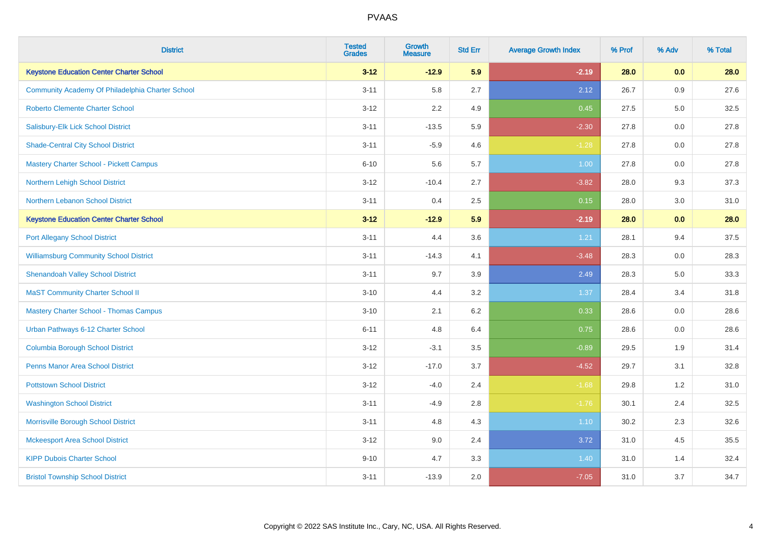# PVAAS

| District | Tested Grades | Growth Measure | Std Err | Average Growth Index | % Prof | % Adv | % Total |
|---|---|---|---|---|---|---|---|
| **Keystone Education Center Charter School** | **3-12** | **-12.9** | **5.9** | **-2.19** | **28.0** | **0.0** | **28.0** |
| Community Academy Of Philadelphia Charter School | 3-11 | 5.8 | 2.7 | 2.12 | 26.7 | 0.9 | 27.6 |
| Roberto Clemente Charter School | 3-12 | 2.2 | 4.9 | 0.45 | 27.5 | 5.0 | 32.5 |
| Salisbury-Elk Lick School District | 3-11 | -13.5 | 5.9 | -2.30 | 27.8 | 0.0 | 27.8 |
| Shade-Central City School District | 3-11 | -5.9 | 4.6 | -1.28 | 27.8 | 0.0 | 27.8 |
| Mastery Charter School - Pickett Campus | 6-10 | 5.6 | 5.7 | 1.00 | 27.8 | 0.0 | 27.8 |
| Northern Lehigh School District | 3-12 | -10.4 | 2.7 | -3.82 | 28.0 | 9.3 | 37.3 |
| Northern Lebanon School District | 3-11 | 0.4 | 2.5 | 0.15 | 28.0 | 3.0 | 31.0 |
| **Keystone Education Center Charter School** | **3-12** | **-12.9** | **5.9** | **-2.19** | **28.0** | **0.0** | **28.0** |
| Port Allegany School District | 3-11 | 4.4 | 3.6 | 1.21 | 28.1 | 9.4 | 37.5 |
| Williamsburg Community School District | 3-11 | -14.3 | 4.1 | -3.48 | 28.3 | 0.0 | 28.3 |
| Shenandoah Valley School District | 3-11 | 9.7 | 3.9 | 2.49 | 28.3 | 5.0 | 33.3 |
| MaST Community Charter School II | 3-10 | 4.4 | 3.2 | 1.37 | 28.4 | 3.4 | 31.8 |
| Mastery Charter School - Thomas Campus | 3-10 | 2.1 | 6.2 | 0.33 | 28.6 | 0.0 | 28.6 |
| Urban Pathways 6-12 Charter School | 6-11 | 4.8 | 6.4 | 0.75 | 28.6 | 0.0 | 28.6 |
| Columbia Borough School District | 3-12 | -3.1 | 3.5 | -0.89 | 29.5 | 1.9 | 31.4 |
| Penns Manor Area School District | 3-12 | -17.0 | 3.7 | -4.52 | 29.7 | 3.1 | 32.8 |
| Pottstown School District | 3-12 | -4.0 | 2.4 | -1.68 | 29.8 | 1.2 | 31.0 |
| Washington School District | 3-11 | -4.9 | 2.8 | -1.76 | 30.1 | 2.4 | 32.5 |
| Morrisville Borough School District | 3-11 | 4.8 | 4.3 | 1.10 | 30.2 | 2.3 | 32.6 |
| Mckeesport Area School District | 3-12 | 9.0 | 2.4 | 3.72 | 31.0 | 4.5 | 35.5 |
| KIPP Dubois Charter School | 9-10 | 4.7 | 3.3 | 1.40 | 31.0 | 1.4 | 32.4 |
| Bristol Township School District | 3-11 | -13.9 | 2.0 | -7.05 | 31.0 | 3.7 | 34.7 |

Copyright © 2022 SAS Institute Inc., Cary, NC, USA. All Rights Reserved.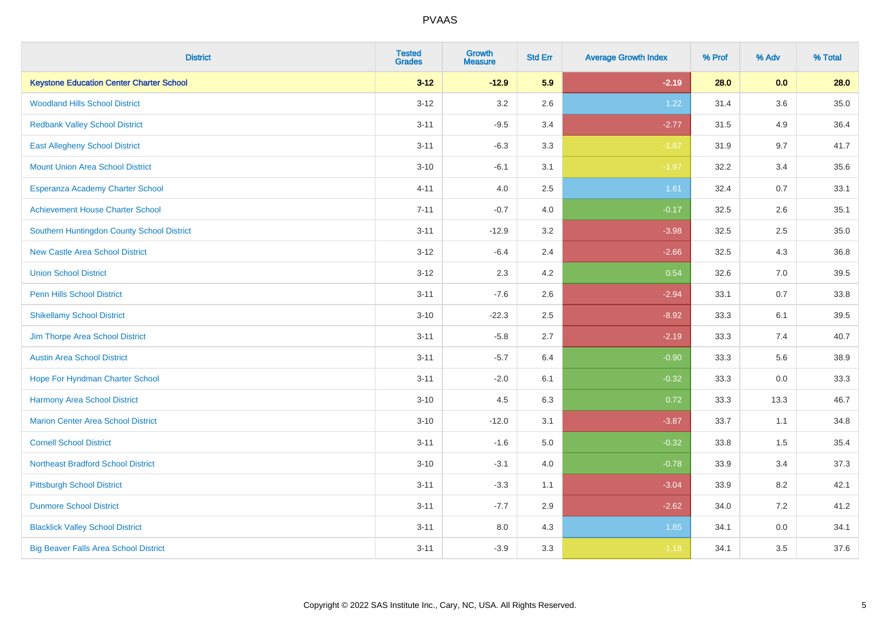# PVAAS

| District | Tested Grades | Growth Measure | Std Err | Average Growth Index | % Prof | % Adv | % Total |
|---|---|---|---|---|---|---|---|
| **Keystone Education Center Charter School** | **3-12** | **-12.9** | **5.9** | **-2.19** | **28.0** | **0.0** | **28.0** |
| Woodland Hills School District | 3-12 | 3.2 | 2.6 | 1.22 | 31.4 | 3.6 | 35.0 |
| Redbank Valley School District | 3-11 | -9.5 | 3.4 | -2.77 | 31.5 | 4.9 | 36.4 |
| East Allegheny School District | 3-11 | -6.3 | 3.3 | -1.87 | 31.9 | 9.7 | 41.7 |
| Mount Union Area School District | 3-10 | -6.1 | 3.1 | -1.97 | 32.2 | 3.4 | 35.6 |
| Esperanza Academy Charter School | 4-11 | 4.0 | 2.5 | 1.61 | 32.4 | 0.7 | 33.1 |
| Achievement House Charter School | 7-11 | -0.7 | 4.0 | -0.17 | 32.5 | 2.6 | 35.1 |
| Southern Huntingdon County School District | 3-11 | -12.9 | 3.2 | -3.98 | 32.5 | 2.5 | 35.0 |
| New Castle Area School District | 3-12 | -6.4 | 2.4 | -2.66 | 32.5 | 4.3 | 36.8 |
| Union School District | 3-12 | 2.3 | 4.2 | 0.54 | 32.6 | 7.0 | 39.5 |
| Penn Hills School District | 3-11 | -7.6 | 2.6 | -2.94 | 33.1 | 0.7 | 33.8 |
| Shikellamy School District | 3-10 | -22.3 | 2.5 | -8.92 | 33.3 | 6.1 | 39.5 |
| Jim Thorpe Area School District | 3-11 | -5.8 | 2.7 | -2.19 | 33.3 | 7.4 | 40.7 |
| Austin Area School District | 3-11 | -5.7 | 6.4 | -0.90 | 33.3 | 5.6 | 38.9 |
| Hope For Hyndman Charter School | 3-11 | -2.0 | 6.1 | -0.32 | 33.3 | 0.0 | 33.3 |
| Harmony Area School District | 3-10 | 4.5 | 6.3 | 0.72 | 33.3 | 13.3 | 46.7 |
| Marion Center Area School District | 3-10 | -12.0 | 3.1 | -3.87 | 33.7 | 1.1 | 34.8 |
| Cornell School District | 3-11 | -1.6 | 5.0 | -0.32 | 33.8 | 1.5 | 35.4 |
| Northeast Bradford School District | 3-10 | -3.1 | 4.0 | -0.78 | 33.9 | 3.4 | 37.3 |
| Pittsburgh School District | 3-11 | -3.3 | 1.1 | -3.04 | 33.9 | 8.2 | 42.1 |
| Dunmore School District | 3-11 | -7.7 | 2.9 | -2.62 | 34.0 | 7.2 | 41.2 |
| Blacklick Valley School District | 3-11 | 8.0 | 4.3 | 1.85 | 34.1 | 0.0 | 34.1 |
| Big Beaver Falls Area School District | 3-11 | -3.9 | 3.3 | -1.18 | 34.1 | 3.5 | 37.6 |

Copyright © 2022 SAS Institute Inc., Cary, NC, USA. All Rights Reserved.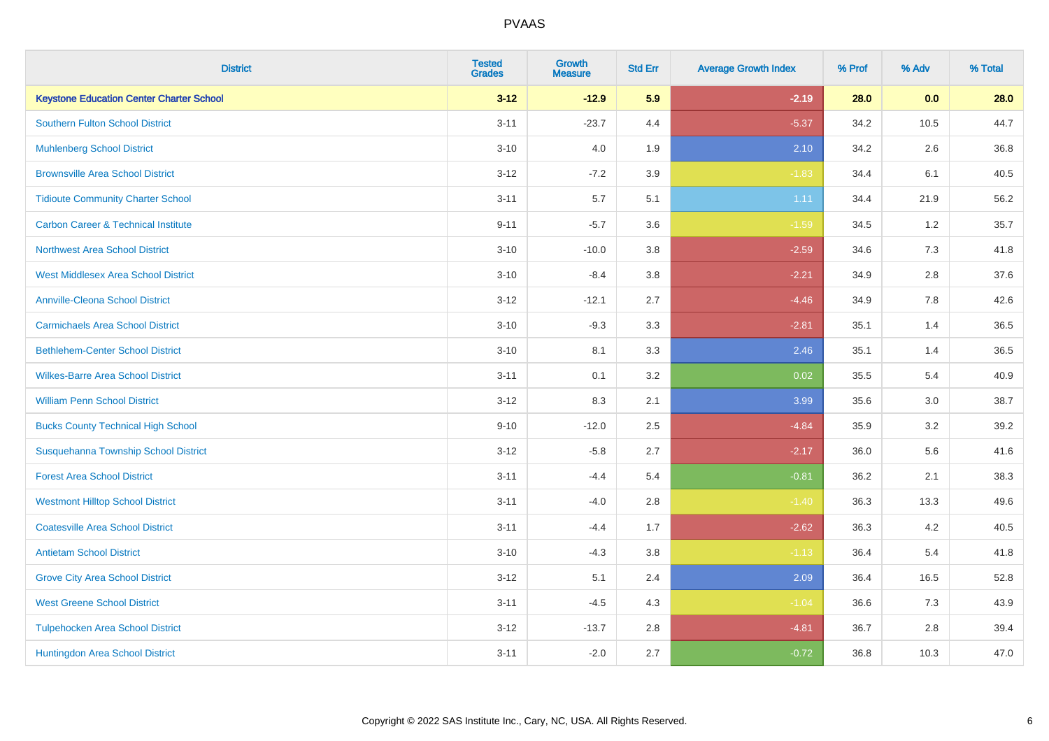| District | Tested Grades | Growth Measure | Std Err | Average Growth Index | % Prof | % Adv | % Total |
|---|---|---|---|---|---|---|---|
| **Keystone Education Center Charter School** | **3-12** | **-12.9** | **5.9** | **-2.19** | **28.0** | **0.0** | **28.0** |
| Southern Fulton School District | 3-11 | -23.7 | 4.4 | -5.37 | 34.2 | 10.5 | 44.7 |
| Muhlenberg School District | 3-10 | 4.0 | 1.9 | 2.10 | 34.2 | 2.6 | 36.8 |
| Brownsville Area School District | 3-12 | -7.2 | 3.9 | -1.83 | 34.4 | 6.1 | 40.5 |
| Tidioute Community Charter School | 3-11 | 5.7 | 5.1 | 1.11 | 34.4 | 21.9 | 56.2 |
| Carbon Career & Technical Institute | 9-11 | -5.7 | 3.6 | -1.59 | 34.5 | 1.2 | 35.7 |
| Northwest Area School District | 3-10 | -10.0 | 3.8 | -2.59 | 34.6 | 7.3 | 41.8 |
| West Middlesex Area School District | 3-10 | -8.4 | 3.8 | -2.21 | 34.9 | 2.8 | 37.6 |
| Annville-Cleona School District | 3-12 | -12.1 | 2.7 | -4.46 | 34.9 | 7.8 | 42.6 |
| Carmichaels Area School District | 3-10 | -9.3 | 3.3 | -2.81 | 35.1 | 1.4 | 36.5 |
| Bethlehem-Center School District | 3-10 | 8.1 | 3.3 | 2.46 | 35.1 | 1.4 | 36.5 |
| Wilkes-Barre Area School District | 3-11 | 0.1 | 3.2 | 0.02 | 35.5 | 5.4 | 40.9 |
| William Penn School District | 3-12 | 8.3 | 2.1 | 3.99 | 35.6 | 3.0 | 38.7 |
| Bucks County Technical High School | 9-10 | -12.0 | 2.5 | -4.84 | 35.9 | 3.2 | 39.2 |
| Susquehanna Township School District | 3-12 | -5.8 | 2.7 | -2.17 | 36.0 | 5.6 | 41.6 |
| Forest Area School District | 3-11 | -4.4 | 5.4 | -0.81 | 36.2 | 2.1 | 38.3 |
| Westmont Hilltop School District | 3-11 | -4.0 | 2.8 | -1.40 | 36.3 | 13.3 | 49.6 |
| Coatesville Area School District | 3-11 | -4.4 | 1.7 | -2.62 | 36.3 | 4.2 | 40.5 |
| Antietam School District | 3-10 | -4.3 | 3.8 | -1.13 | 36.4 | 5.4 | 41.8 |
| Grove City Area School District | 3-12 | 5.1 | 2.4 | 2.09 | 36.4 | 16.5 | 52.8 |
| West Greene School District | 3-11 | -4.5 | 4.3 | -1.04 | 36.6 | 7.3 | 43.9 |
| Tulpehocken Area School District | 3-12 | -13.7 | 2.8 | -4.81 | 36.7 | 2.8 | 39.4 |
| Huntingdon Area School District | 3-11 | -2.0 | 2.7 | -0.72 | 36.8 | 10.3 | 47.0 |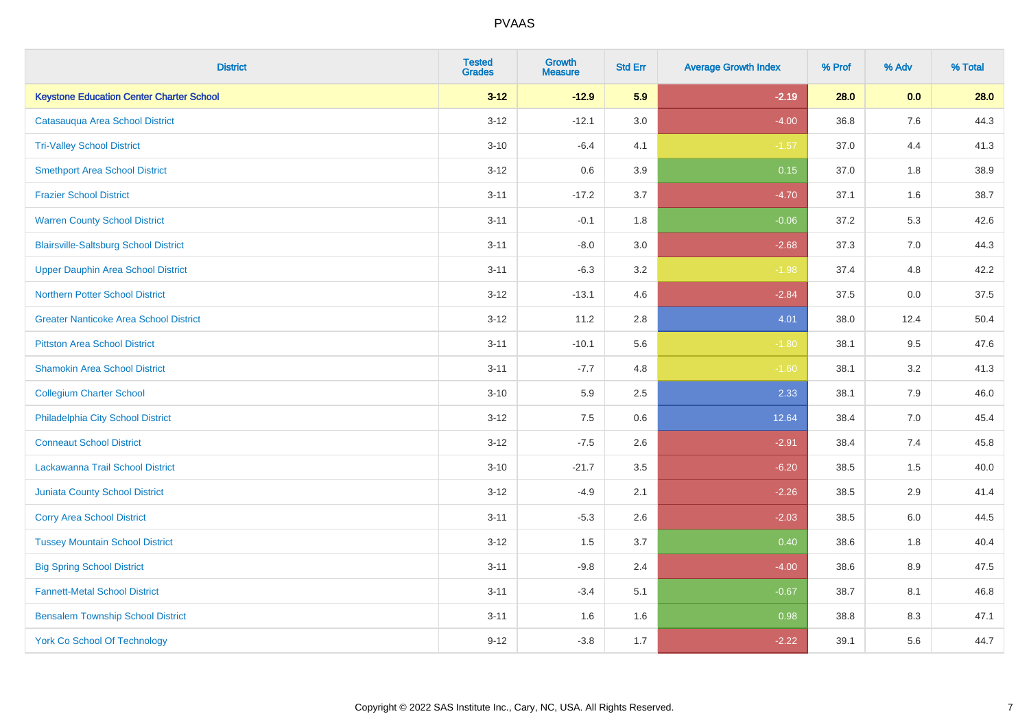| District | Tested Grades | Growth Measure | Std Err | Average Growth Index | % Prof | % Adv | % Total |
|---|---|---|---|---|---|---|---|
| **Keystone Education Center Charter School** | **3-12** | **-12.9** | **5.9** | **-2.19** | **28.0** | **0.0** | **28.0** |
| Catasauqua Area School District | 3-12 | -12.1 | 3.0 | -4.00 | 36.8 | 7.6 | 44.3 |
| Tri-Valley School District | 3-10 | -6.4 | 4.1 | -1.57 | 37.0 | 4.4 | 41.3 |
| Smethport Area School District | 3-12 | 0.6 | 3.9 | 0.15 | 37.0 | 1.8 | 38.9 |
| Frazier School District | 3-11 | -17.2 | 3.7 | -4.70 | 37.1 | 1.6 | 38.7 |
| Warren County School District | 3-11 | -0.1 | 1.8 | -0.06 | 37.2 | 5.3 | 42.6 |
| Blairsville-Saltsburg School District | 3-11 | -8.0 | 3.0 | -2.68 | 37.3 | 7.0 | 44.3 |
| Upper Dauphin Area School District | 3-11 | -6.3 | 3.2 | -1.98 | 37.4 | 4.8 | 42.2 |
| Northern Potter School District | 3-12 | -13.1 | 4.6 | -2.84 | 37.5 | 0.0 | 37.5 |
| Greater Nanticoke Area School District | 3-12 | 11.2 | 2.8 | 4.01 | 38.0 | 12.4 | 50.4 |
| Pittston Area School District | 3-11 | -10.1 | 5.6 | -1.80 | 38.1 | 9.5 | 47.6 |
| Shamokin Area School District | 3-11 | -7.7 | 4.8 | -1.60 | 38.1 | 3.2 | 41.3 |
| Collegium Charter School | 3-10 | 5.9 | 2.5 | 2.33 | 38.1 | 7.9 | 46.0 |
| Philadelphia City School District | 3-12 | 7.5 | 0.6 | 12.64 | 38.4 | 7.0 | 45.4 |
| Conneaut School District | 3-12 | -7.5 | 2.6 | -2.91 | 38.4 | 7.4 | 45.8 |
| Lackawanna Trail School District | 3-10 | -21.7 | 3.5 | -6.20 | 38.5 | 1.5 | 40.0 |
| Juniata County School District | 3-12 | -4.9 | 2.1 | -2.26 | 38.5 | 2.9 | 41.4 |
| Corry Area School District | 3-11 | -5.3 | 2.6 | -2.03 | 38.5 | 6.0 | 44.5 |
| Tussey Mountain School District | 3-12 | 1.5 | 3.7 | 0.40 | 38.6 | 1.8 | 40.4 |
| Big Spring School District | 3-11 | -9.8 | 2.4 | -4.00 | 38.6 | 8.9 | 47.5 |
| Fannett-Metal School District | 3-11 | -3.4 | 5.1 | -0.67 | 38.7 | 8.1 | 46.8 |
| Bensalem Township School District | 3-11 | 1.6 | 1.6 | 0.98 | 38.8 | 8.3 | 47.1 |
| York Co School Of Technology | 9-12 | -3.8 | 1.7 | -2.22 | 39.1 | 5.6 | 44.7 |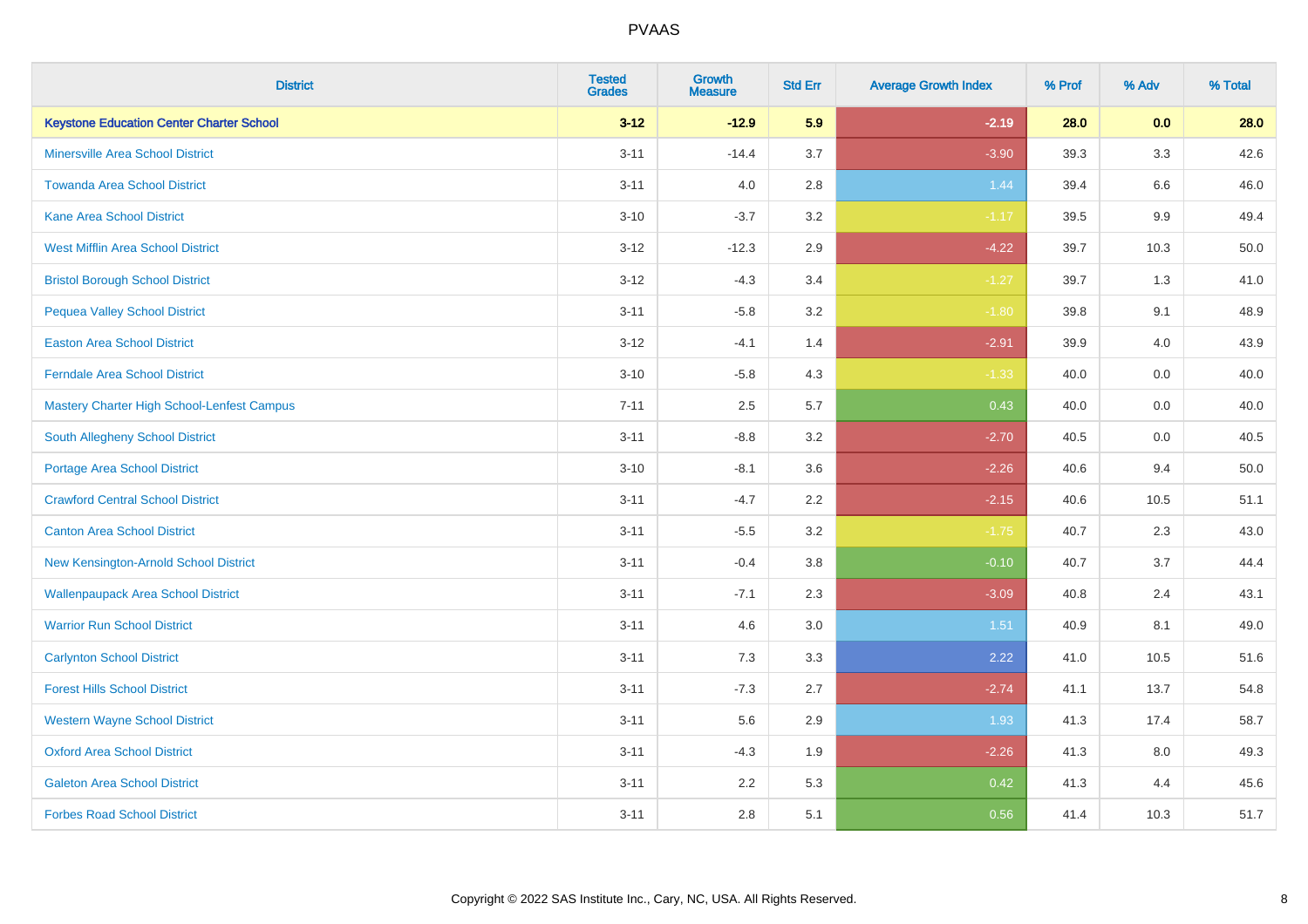# PVAAS

| District | Tested Grades | Growth Measure | Std Err | Average Growth Index | % Prof | % Adv | % Total |
|---|---|---|---|---|---|---|---|
| **Keystone Education Center Charter School** | **3-12** | **-12.9** | **5.9** | **-2.19** | **28.0** | **0.0** | **28.0** |
| Minersville Area School District | 3-11 | -14.4 | 3.7 | -3.90 | 39.3 | 3.3 | 42.6 |
| Towanda Area School District | 3-11 | 4.0 | 2.8 | 1.44 | 39.4 | 6.6 | 46.0 |
| Kane Area School District | 3-10 | -3.7 | 3.2 | -1.17 | 39.5 | 9.9 | 49.4 |
| West Mifflin Area School District | 3-12 | -12.3 | 2.9 | -4.22 | 39.7 | 10.3 | 50.0 |
| Bristol Borough School District | 3-12 | -4.3 | 3.4 | -1.27 | 39.7 | 1.3 | 41.0 |
| Pequea Valley School District | 3-11 | -5.8 | 3.2 | -1.80 | 39.8 | 9.1 | 48.9 |
| Easton Area School District | 3-12 | -4.1 | 1.4 | -2.91 | 39.9 | 4.0 | 43.9 |
| Ferndale Area School District | 3-10 | -5.8 | 4.3 | -1.33 | 40.0 | 0.0 | 40.0 |
| Mastery Charter High School-Lenfest Campus | 7-11 | 2.5 | 5.7 | 0.43 | 40.0 | 0.0 | 40.0 |
| South Allegheny School District | 3-11 | -8.8 | 3.2 | -2.70 | 40.5 | 0.0 | 40.5 |
| Portage Area School District | 3-10 | -8.1 | 3.6 | -2.26 | 40.6 | 9.4 | 50.0 |
| Crawford Central School District | 3-11 | -4.7 | 2.2 | -2.15 | 40.6 | 10.5 | 51.1 |
| Canton Area School District | 3-11 | -5.5 | 3.2 | -1.75 | 40.7 | 2.3 | 43.0 |
| New Kensington-Arnold School District | 3-11 | -0.4 | 3.8 | -0.10 | 40.7 | 3.7 | 44.4 |
| Wallenpaupack Area School District | 3-11 | -7.1 | 2.3 | -3.09 | 40.8 | 2.4 | 43.1 |
| Warrior Run School District | 3-11 | 4.6 | 3.0 | 1.51 | 40.9 | 8.1 | 49.0 |
| Carlynton School District | 3-11 | 7.3 | 3.3 | 2.22 | 41.0 | 10.5 | 51.6 |
| Forest Hills School District | 3-11 | -7.3 | 2.7 | -2.74 | 41.1 | 13.7 | 54.8 |
| Western Wayne School District | 3-11 | 5.6 | 2.9 | 1.93 | 41.3 | 17.4 | 58.7 |
| Oxford Area School District | 3-11 | -4.3 | 1.9 | -2.26 | 41.3 | 8.0 | 49.3 |
| Galeton Area School District | 3-11 | 2.2 | 5.3 | 0.42 | 41.3 | 4.4 | 45.6 |
| Forbes Road School District | 3-11 | 2.8 | 5.1 | 0.56 | 41.4 | 10.3 | 51.7 |

Copyright © 2022 SAS Institute Inc., Cary, NC, USA. All Rights Reserved.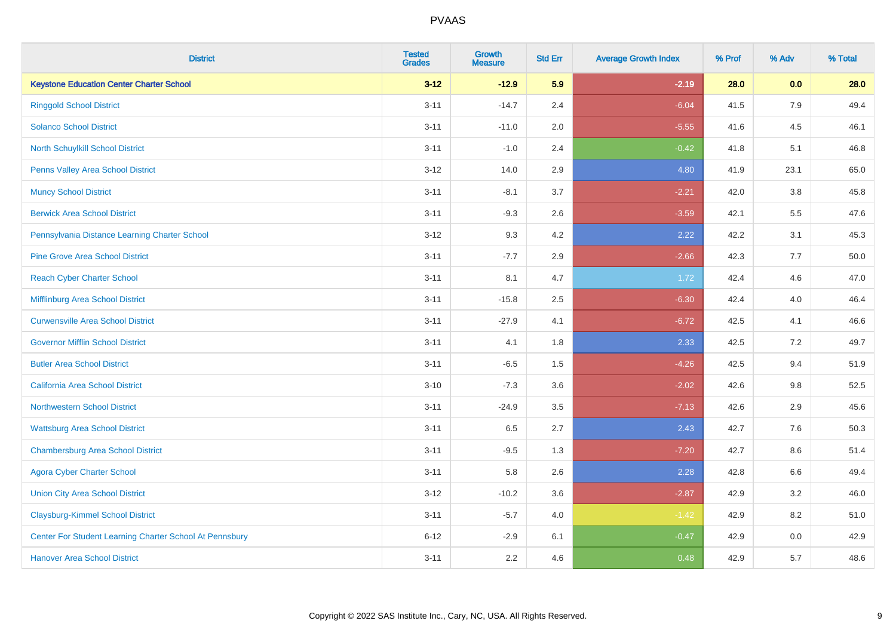# PVAAS

| District | Tested Grades | Growth Measure | Std Err | Average Growth Index | % Prof | % Adv | % Total |
|---|---|---|---|---|---|---|---|
| **Keystone Education Center Charter School** | **3-12** | **-12.9** | **5.9** | **-2.19** | **28.0** | **0.0** | **28.0** |
| Ringgold School District | 3-11 | -14.7 | 2.4 | -6.04 | 41.5 | 7.9 | 49.4 |
| Solanco School District | 3-11 | -11.0 | 2.0 | -5.55 | 41.6 | 4.5 | 46.1 |
| North Schuylkill School District | 3-11 | -1.0 | 2.4 | -0.42 | 41.8 | 5.1 | 46.8 |
| Penns Valley Area School District | 3-12 | 14.0 | 2.9 | 4.80 | 41.9 | 23.1 | 65.0 |
| Muncy School District | 3-11 | -8.1 | 3.7 | -2.21 | 42.0 | 3.8 | 45.8 |
| Berwick Area School District | 3-11 | -9.3 | 2.6 | -3.59 | 42.1 | 5.5 | 47.6 |
| Pennsylvania Distance Learning Charter School | 3-12 | 9.3 | 4.2 | 2.22 | 42.2 | 3.1 | 45.3 |
| Pine Grove Area School District | 3-11 | -7.7 | 2.9 | -2.66 | 42.3 | 7.7 | 50.0 |
| Reach Cyber Charter School | 3-11 | 8.1 | 4.7 | 1.72 | 42.4 | 4.6 | 47.0 |
| Mifflinburg Area School District | 3-11 | -15.8 | 2.5 | -6.30 | 42.4 | 4.0 | 46.4 |
| Curwensville Area School District | 3-11 | -27.9 | 4.1 | -6.72 | 42.5 | 4.1 | 46.6 |
| Governor Mifflin School District | 3-11 | 4.1 | 1.8 | 2.33 | 42.5 | 7.2 | 49.7 |
| Butler Area School District | 3-11 | -6.5 | 1.5 | -4.26 | 42.5 | 9.4 | 51.9 |
| California Area School District | 3-10 | -7.3 | 3.6 | -2.02 | 42.6 | 9.8 | 52.5 |
| Northwestern School District | 3-11 | -24.9 | 3.5 | -7.13 | 42.6 | 2.9 | 45.6 |
| Wattsburg Area School District | 3-11 | 6.5 | 2.7 | 2.43 | 42.7 | 7.6 | 50.3 |
| Chambersburg Area School District | 3-11 | -9.5 | 1.3 | -7.20 | 42.7 | 8.6 | 51.4 |
| Agora Cyber Charter School | 3-11 | 5.8 | 2.6 | 2.28 | 42.8 | 6.6 | 49.4 |
| Union City Area School District | 3-12 | -10.2 | 3.6 | -2.87 | 42.9 | 3.2 | 46.0 |
| Claysburg-Kimmel School District | 3-11 | -5.7 | 4.0 | -1.42 | 42.9 | 8.2 | 51.0 |
| Center For Student Learning Charter School At Pennsbury | 6-12 | -2.9 | 6.1 | -0.47 | 42.9 | 0.0 | 42.9 |
| Hanover Area School District | 3-11 | 2.2 | 4.6 | 0.48 | 42.9 | 5.7 | 48.6 |

Copyright © 2022 SAS Institute Inc., Cary, NC, USA. All Rights Reserved.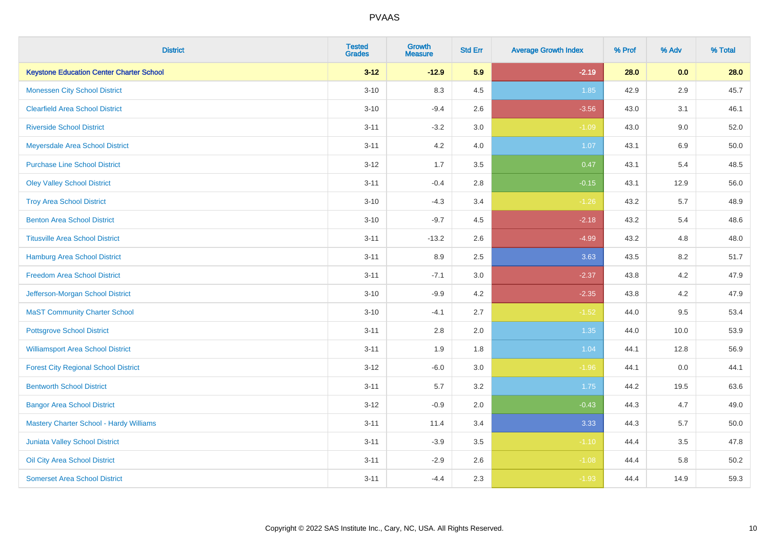| District | Tested Grades | Growth Measure | Std Err | Average Growth Index | % Prof | % Adv | % Total |
|---|---|---|---|---|---|---|---|
| **Keystone Education Center Charter School** | **3-12** | **-12.9** | **5.9** | **-2.19** | **28.0** | **0.0** | **28.0** |
| Monessen City School District | 3-10 | 8.3 | 4.5 | 1.85 | 42.9 | 2.9 | 45.7 |
| Clearfield Area School District | 3-10 | -9.4 | 2.6 | -3.56 | 43.0 | 3.1 | 46.1 |
| Riverside School District | 3-11 | -3.2 | 3.0 | -1.09 | 43.0 | 9.0 | 52.0 |
| Meyersdale Area School District | 3-11 | 4.2 | 4.0 | 1.07 | 43.1 | 6.9 | 50.0 |
| Purchase Line School District | 3-12 | 1.7 | 3.5 | 0.47 | 43.1 | 5.4 | 48.5 |
| Oley Valley School District | 3-11 | -0.4 | 2.8 | -0.15 | 43.1 | 12.9 | 56.0 |
| Troy Area School District | 3-10 | -4.3 | 3.4 | -1.26 | 43.2 | 5.7 | 48.9 |
| Benton Area School District | 3-10 | -9.7 | 4.5 | -2.18 | 43.2 | 5.4 | 48.6 |
| Titusville Area School District | 3-11 | -13.2 | 2.6 | -4.99 | 43.2 | 4.8 | 48.0 |
| Hamburg Area School District | 3-11 | 8.9 | 2.5 | 3.63 | 43.5 | 8.2 | 51.7 |
| Freedom Area School District | 3-11 | -7.1 | 3.0 | -2.37 | 43.8 | 4.2 | 47.9 |
| Jefferson-Morgan School District | 3-10 | -9.9 | 4.2 | -2.35 | 43.8 | 4.2 | 47.9 |
| MaST Community Charter School | 3-10 | -4.1 | 2.7 | -1.52 | 44.0 | 9.5 | 53.4 |
| Pottsgrove School District | 3-11 | 2.8 | 2.0 | 1.35 | 44.0 | 10.0 | 53.9 |
| Williamsport Area School District | 3-11 | 1.9 | 1.8 | 1.04 | 44.1 | 12.8 | 56.9 |
| Forest City Regional School District | 3-12 | -6.0 | 3.0 | -1.96 | 44.1 | 0.0 | 44.1 |
| Bentworth School District | 3-11 | 5.7 | 3.2 | 1.75 | 44.2 | 19.5 | 63.6 |
| Bangor Area School District | 3-12 | -0.9 | 2.0 | -0.43 | 44.3 | 4.7 | 49.0 |
| Mastery Charter School - Hardy Williams | 3-11 | 11.4 | 3.4 | 3.33 | 44.3 | 5.7 | 50.0 |
| Juniata Valley School District | 3-11 | -3.9 | 3.5 | -1.10 | 44.4 | 3.5 | 47.8 |
| Oil City Area School District | 3-11 | -2.9 | 2.6 | -1.08 | 44.4 | 5.8 | 50.2 |
| Somerset Area School District | 3-11 | -4.4 | 2.3 | -1.93 | 44.4 | 14.9 | 59.3 |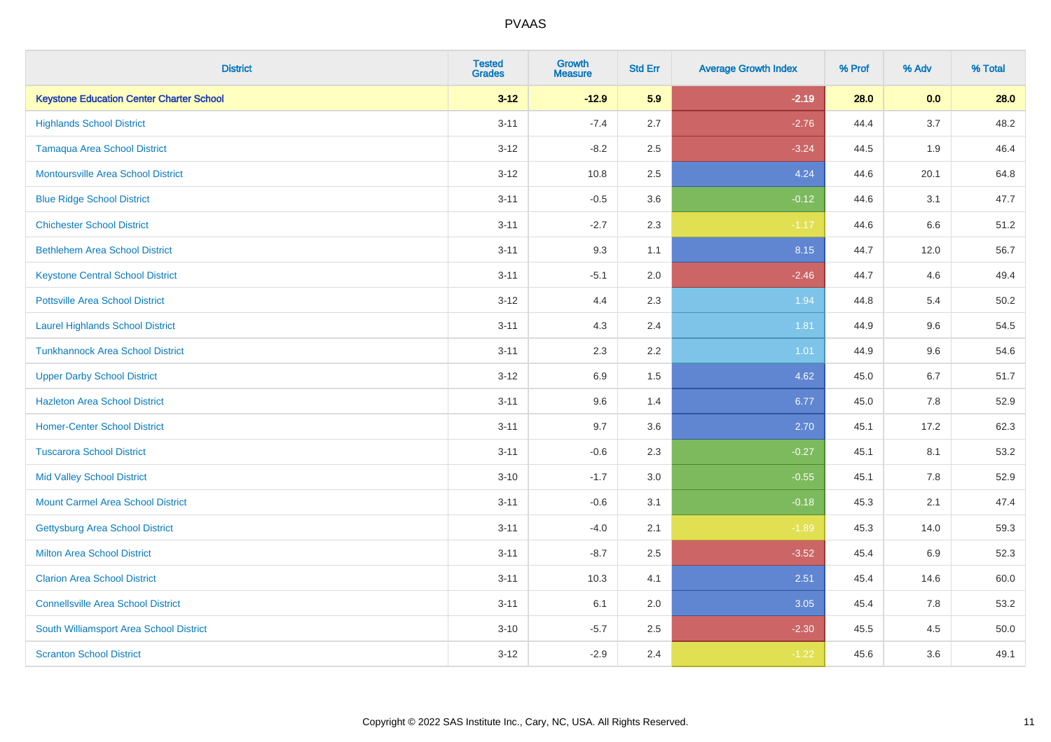# PVAAS

| District | Tested Grades | Growth Measure | Std Err | Average Growth Index | % Prof | % Adv | % Total |
|---|---|---|---|---|---|---|---|
| **Keystone Education Center Charter School** | **3-12** | **-12.9** | **5.9** | **-2.19** | **28.0** | **0.0** | **28.0** |
| Highlands School District | 3-11 | -7.4 | 2.7 | -2.76 | 44.4 | 3.7 | 48.2 |
| Tamaqua Area School District | 3-12 | -8.2 | 2.5 | -3.24 | 44.5 | 1.9 | 46.4 |
| Montoursville Area School District | 3-12 | 10.8 | 2.5 | 4.24 | 44.6 | 20.1 | 64.8 |
| Blue Ridge School District | 3-11 | -0.5 | 3.6 | -0.12 | 44.6 | 3.1 | 47.7 |
| Chichester School District | 3-11 | -2.7 | 2.3 | -1.17 | 44.6 | 6.6 | 51.2 |
| Bethlehem Area School District | 3-11 | 9.3 | 1.1 | 8.15 | 44.7 | 12.0 | 56.7 |
| Keystone Central School District | 3-11 | -5.1 | 2.0 | -2.46 | 44.7 | 4.6 | 49.4 |
| Pottsville Area School District | 3-12 | 4.4 | 2.3 | 1.94 | 44.8 | 5.4 | 50.2 |
| Laurel Highlands School District | 3-11 | 4.3 | 2.4 | 1.81 | 44.9 | 9.6 | 54.5 |
| Tunkhannock Area School District | 3-11 | 2.3 | 2.2 | 1.01 | 44.9 | 9.6 | 54.6 |
| Upper Darby School District | 3-12 | 6.9 | 1.5 | 4.62 | 45.0 | 6.7 | 51.7 |
| Hazleton Area School District | 3-11 | 9.6 | 1.4 | 6.77 | 45.0 | 7.8 | 52.9 |
| Homer-Center School District | 3-11 | 9.7 | 3.6 | 2.70 | 45.1 | 17.2 | 62.3 |
| Tuscarora School District | 3-11 | -0.6 | 2.3 | -0.27 | 45.1 | 8.1 | 53.2 |
| Mid Valley School District | 3-10 | -1.7 | 3.0 | -0.55 | 45.1 | 7.8 | 52.9 |
| Mount Carmel Area School District | 3-11 | -0.6 | 3.1 | -0.18 | 45.3 | 2.1 | 47.4 |
| Gettysburg Area School District | 3-11 | -4.0 | 2.1 | -1.89 | 45.3 | 14.0 | 59.3 |
| Milton Area School District | 3-11 | -8.7 | 2.5 | -3.52 | 45.4 | 6.9 | 52.3 |
| Clarion Area School District | 3-11 | 10.3 | 4.1 | 2.51 | 45.4 | 14.6 | 60.0 |
| Connellsville Area School District | 3-11 | 6.1 | 2.0 | 3.05 | 45.4 | 7.8 | 53.2 |
| South Williamsport Area School District | 3-10 | -5.7 | 2.5 | -2.30 | 45.5 | 4.5 | 50.0 |
| Scranton School District | 3-12 | -2.9 | 2.4 | -1.22 | 45.6 | 3.6 | 49.1 |

Copyright © 2022 SAS Institute Inc., Cary, NC, USA. All Rights Reserved.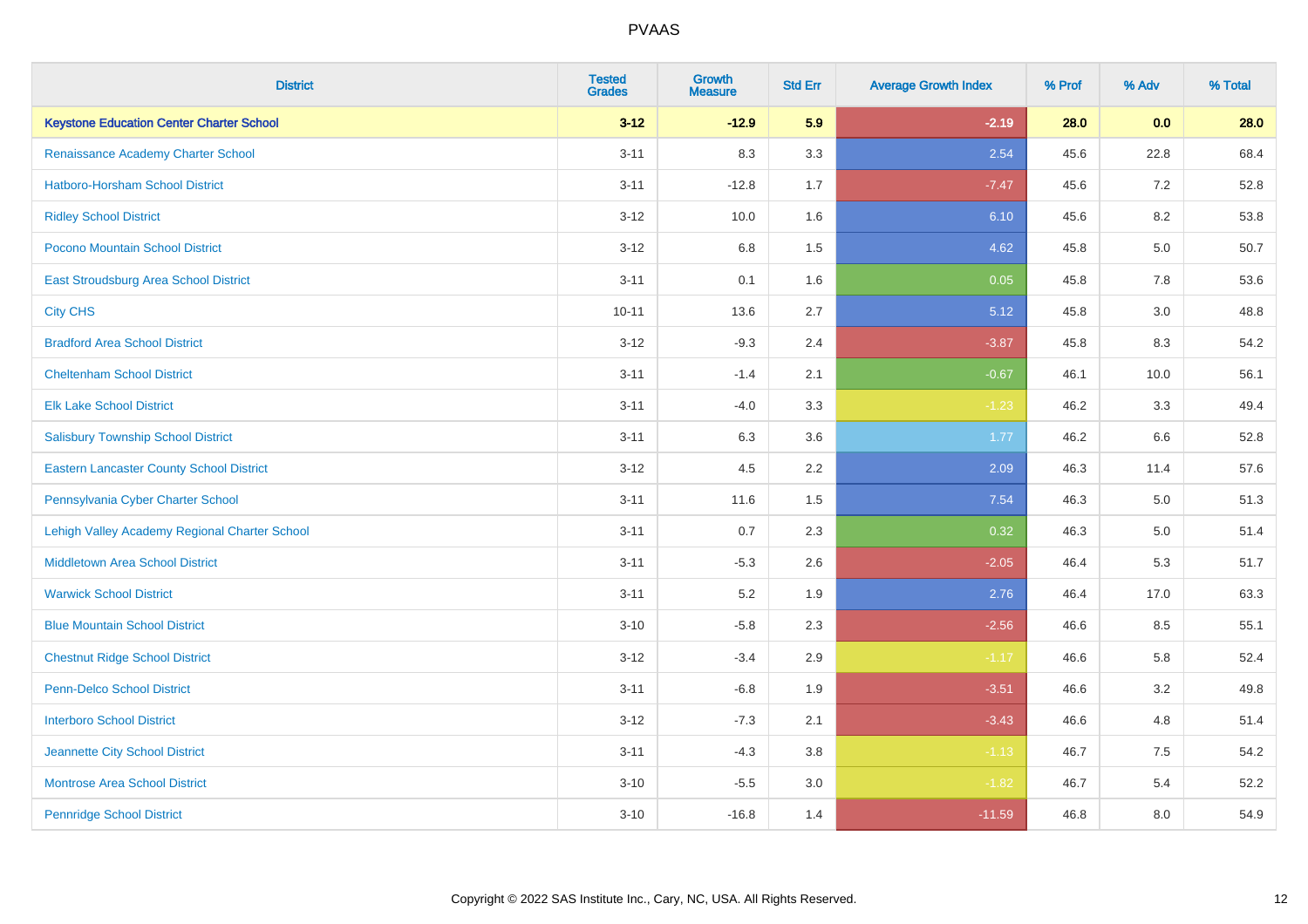| District | Tested Grades | Growth Measure | Std Err | Average Growth Index | % Prof | % Adv | % Total |
|---|---|---|---|---|---|---|---|
| **Keystone Education Center Charter School** | **3-12** | **-12.9** | **5.9** | **-2.19** | **28.0** | **0.0** | **28.0** |
| Renaissance Academy Charter School | 3-11 | 8.3 | 3.3 | 2.54 | 45.6 | 22.8 | 68.4 |
| Hatboro-Horsham School District | 3-11 | -12.8 | 1.7 | -7.47 | 45.6 | 7.2 | 52.8 |
| Ridley School District | 3-12 | 10.0 | 1.6 | 6.10 | 45.6 | 8.2 | 53.8 |
| Pocono Mountain School District | 3-12 | 6.8 | 1.5 | 4.62 | 45.8 | 5.0 | 50.7 |
| East Stroudsburg Area School District | 3-11 | 0.1 | 1.6 | 0.05 | 45.8 | 7.8 | 53.6 |
| City CHS | 10-11 | 13.6 | 2.7 | 5.12 | 45.8 | 3.0 | 48.8 |
| Bradford Area School District | 3-12 | -9.3 | 2.4 | -3.87 | 45.8 | 8.3 | 54.2 |
| Cheltenham School District | 3-11 | -1.4 | 2.1 | -0.67 | 46.1 | 10.0 | 56.1 |
| Elk Lake School District | 3-11 | -4.0 | 3.3 | -1.23 | 46.2 | 3.3 | 49.4 |
| Salisbury Township School District | 3-11 | 6.3 | 3.6 | 1.77 | 46.2 | 6.6 | 52.8 |
| Eastern Lancaster County School District | 3-12 | 4.5 | 2.2 | 2.09 | 46.3 | 11.4 | 57.6 |
| Pennsylvania Cyber Charter School | 3-11 | 11.6 | 1.5 | 7.54 | 46.3 | 5.0 | 51.3 |
| Lehigh Valley Academy Regional Charter School | 3-11 | 0.7 | 2.3 | 0.32 | 46.3 | 5.0 | 51.4 |
| Middletown Area School District | 3-11 | -5.3 | 2.6 | -2.05 | 46.4 | 5.3 | 51.7 |
| Warwick School District | 3-11 | 5.2 | 1.9 | 2.76 | 46.4 | 17.0 | 63.3 |
| Blue Mountain School District | 3-10 | -5.8 | 2.3 | -2.56 | 46.6 | 8.5 | 55.1 |
| Chestnut Ridge School District | 3-12 | -3.4 | 2.9 | -1.17 | 46.6 | 5.8 | 52.4 |
| Penn-Delco School District | 3-11 | -6.8 | 1.9 | -3.51 | 46.6 | 3.2 | 49.8 |
| Interboro School District | 3-12 | -7.3 | 2.1 | -3.43 | 46.6 | 4.8 | 51.4 |
| Jeannette City School District | 3-11 | -4.3 | 3.8 | -1.13 | 46.7 | 7.5 | 54.2 |
| Montrose Area School District | 3-10 | -5.5 | 3.0 | -1.82 | 46.7 | 5.4 | 52.2 |
| Pennridge School District | 3-10 | -16.8 | 1.4 | -11.59 | 46.8 | 8.0 | 54.9 |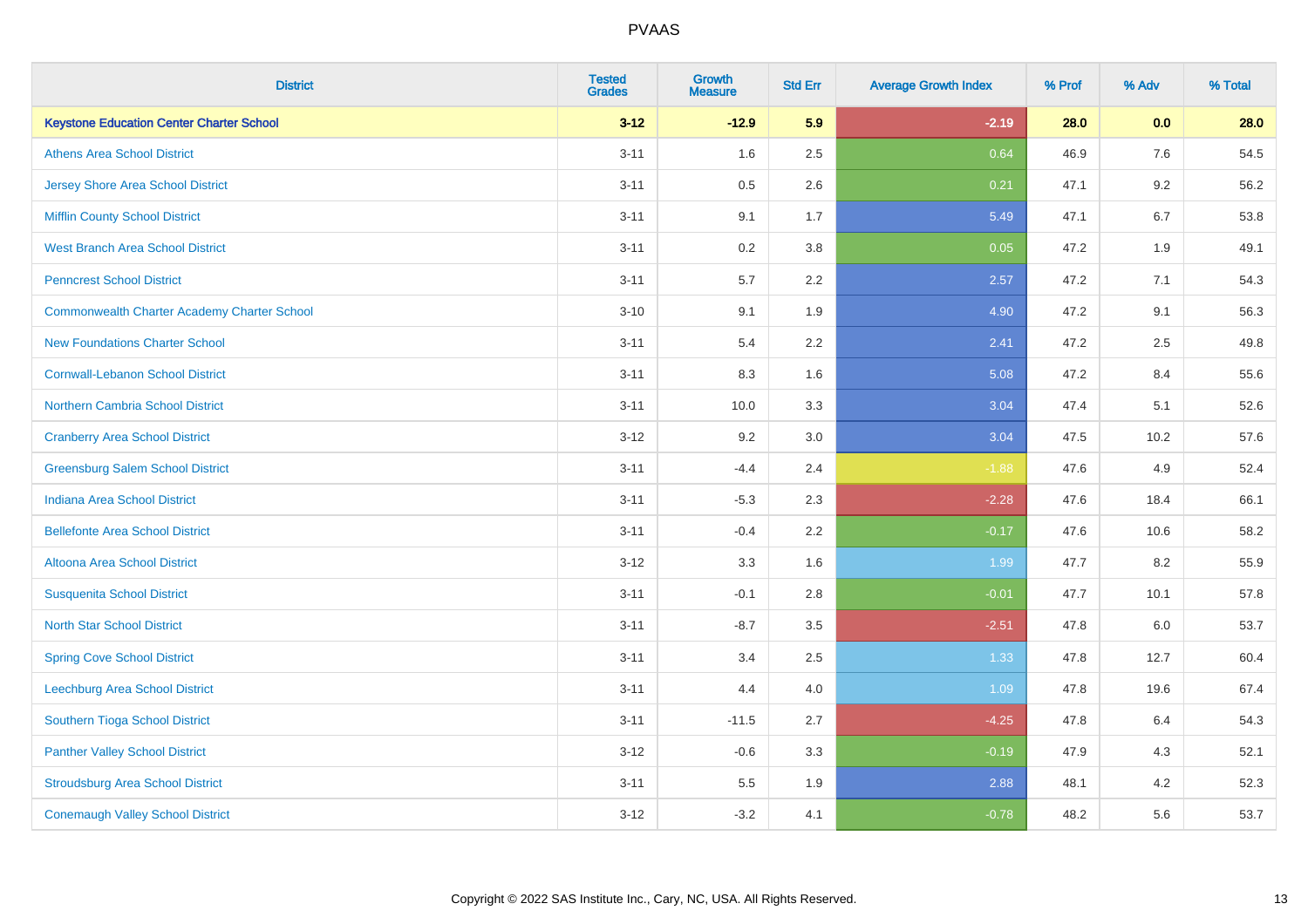PVAAS

| District | Tested Grades | Growth Measure | Std Err | Average Growth Index | % Prof | % Adv | % Total |
|---|---|---|---|---|---|---|---|
| **Keystone Education Center Charter School** | **3-12** | **-12.9** | **5.9** | **-2.19** | **28.0** | **0.0** | **28.0** |
| Athens Area School District | 3-11 | 1.6 | 2.5 | 0.64 | 46.9 | 7.6 | 54.5 |
| Jersey Shore Area School District | 3-11 | 0.5 | 2.6 | 0.21 | 47.1 | 9.2 | 56.2 |
| Mifflin County School District | 3-11 | 9.1 | 1.7 | 5.49 | 47.1 | 6.7 | 53.8 |
| West Branch Area School District | 3-11 | 0.2 | 3.8 | 0.05 | 47.2 | 1.9 | 49.1 |
| Penncrest School District | 3-11 | 5.7 | 2.2 | 2.57 | 47.2 | 7.1 | 54.3 |
| Commonwealth Charter Academy Charter School | 3-10 | 9.1 | 1.9 | 4.90 | 47.2 | 9.1 | 56.3 |
| New Foundations Charter School | 3-11 | 5.4 | 2.2 | 2.41 | 47.2 | 2.5 | 49.8 |
| Cornwall-Lebanon School District | 3-11 | 8.3 | 1.6 | 5.08 | 47.2 | 8.4 | 55.6 |
| Northern Cambria School District | 3-11 | 10.0 | 3.3 | 3.04 | 47.4 | 5.1 | 52.6 |
| Cranberry Area School District | 3-12 | 9.2 | 3.0 | 3.04 | 47.5 | 10.2 | 57.6 |
| Greensburg Salem School District | 3-11 | -4.4 | 2.4 | -1.88 | 47.6 | 4.9 | 52.4 |
| Indiana Area School District | 3-11 | -5.3 | 2.3 | -2.28 | 47.6 | 18.4 | 66.1 |
| Bellefonte Area School District | 3-11 | -0.4 | 2.2 | -0.17 | 47.6 | 10.6 | 58.2 |
| Altoona Area School District | 3-12 | 3.3 | 1.6 | 1.99 | 47.7 | 8.2 | 55.9 |
| Susquenita School District | 3-11 | -0.1 | 2.8 | -0.01 | 47.7 | 10.1 | 57.8 |
| North Star School District | 3-11 | -8.7 | 3.5 | -2.51 | 47.8 | 6.0 | 53.7 |
| Spring Cove School District | 3-11 | 3.4 | 2.5 | 1.33 | 47.8 | 12.7 | 60.4 |
| Leechburg Area School District | 3-11 | 4.4 | 4.0 | 1.09 | 47.8 | 19.6 | 67.4 |
| Southern Tioga School District | 3-11 | -11.5 | 2.7 | -4.25 | 47.8 | 6.4 | 54.3 |
| Panther Valley School District | 3-12 | -0.6 | 3.3 | -0.19 | 47.9 | 4.3 | 52.1 |
| Stroudsburg Area School District | 3-11 | 5.5 | 1.9 | 2.88 | 48.1 | 4.2 | 52.3 |
| Conemaugh Valley School District | 3-12 | -3.2 | 4.1 | -0.78 | 48.2 | 5.6 | 53.7 |

Copyright © 2022 SAS Institute Inc., Cary, NC, USA. All Rights Reserved.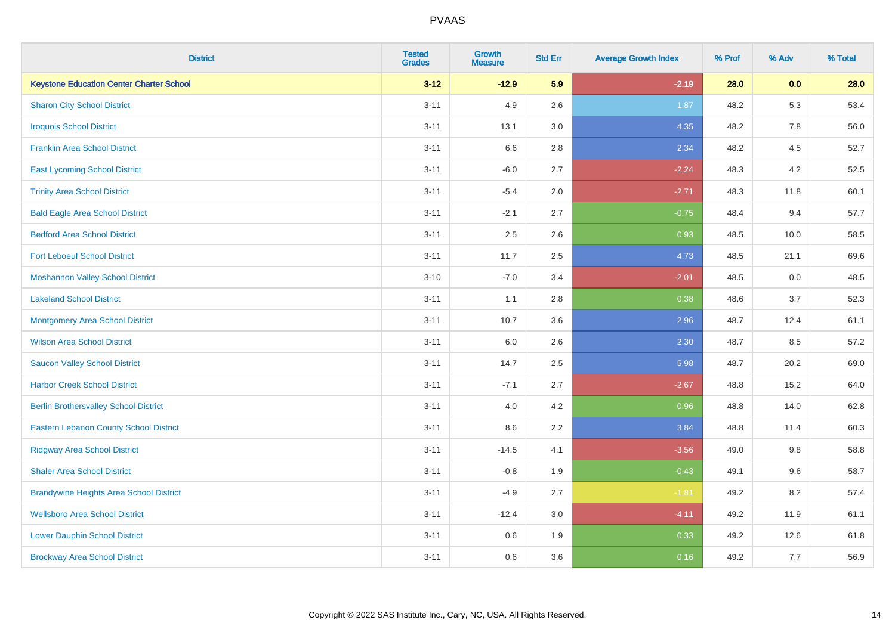| District | Tested Grades | Growth Measure | Std Err | Average Growth Index | % Prof | % Adv | % Total |
|---|---|---|---|---|---|---|---|
| **Keystone Education Center Charter School** | **3-12** | **-12.9** | **5.9** | **-2.19** | **28.0** | **0.0** | **28.0** |
| Sharon City School District | 3-11 | 4.9 | 2.6 | 1.87 | 48.2 | 5.3 | 53.4 |
| Iroquois School District | 3-11 | 13.1 | 3.0 | 4.35 | 48.2 | 7.8 | 56.0 |
| Franklin Area School District | 3-11 | 6.6 | 2.8 | 2.34 | 48.2 | 4.5 | 52.7 |
| East Lycoming School District | 3-11 | -6.0 | 2.7 | -2.24 | 48.3 | 4.2 | 52.5 |
| Trinity Area School District | 3-11 | -5.4 | 2.0 | -2.71 | 48.3 | 11.8 | 60.1 |
| Bald Eagle Area School District | 3-11 | -2.1 | 2.7 | -0.75 | 48.4 | 9.4 | 57.7 |
| Bedford Area School District | 3-11 | 2.5 | 2.6 | 0.93 | 48.5 | 10.0 | 58.5 |
| Fort Leboeuf School District | 3-11 | 11.7 | 2.5 | 4.73 | 48.5 | 21.1 | 69.6 |
| Moshannon Valley School District | 3-10 | -7.0 | 3.4 | -2.01 | 48.5 | 0.0 | 48.5 |
| Lakeland School District | 3-11 | 1.1 | 2.8 | 0.38 | 48.6 | 3.7 | 52.3 |
| Montgomery Area School District | 3-11 | 10.7 | 3.6 | 2.96 | 48.7 | 12.4 | 61.1 |
| Wilson Area School District | 3-11 | 6.0 | 2.6 | 2.30 | 48.7 | 8.5 | 57.2 |
| Saucon Valley School District | 3-11 | 14.7 | 2.5 | 5.98 | 48.7 | 20.2 | 69.0 |
| Harbor Creek School District | 3-11 | -7.1 | 2.7 | -2.67 | 48.8 | 15.2 | 64.0 |
| Berlin Brothersvalley School District | 3-11 | 4.0 | 4.2 | 0.96 | 48.8 | 14.0 | 62.8 |
| Eastern Lebanon County School District | 3-11 | 8.6 | 2.2 | 3.84 | 48.8 | 11.4 | 60.3 |
| Ridgway Area School District | 3-11 | -14.5 | 4.1 | -3.56 | 49.0 | 9.8 | 58.8 |
| Shaler Area School District | 3-11 | -0.8 | 1.9 | -0.43 | 49.1 | 9.6 | 58.7 |
| Brandywine Heights Area School District | 3-11 | -4.9 | 2.7 | -1.81 | 49.2 | 8.2 | 57.4 |
| Wellsboro Area School District | 3-11 | -12.4 | 3.0 | -4.11 | 49.2 | 11.9 | 61.1 |
| Lower Dauphin School District | 3-11 | 0.6 | 1.9 | 0.33 | 49.2 | 12.6 | 61.8 |
| Brockway Area School District | 3-11 | 0.6 | 3.6 | 0.16 | 49.2 | 7.7 | 56.9 |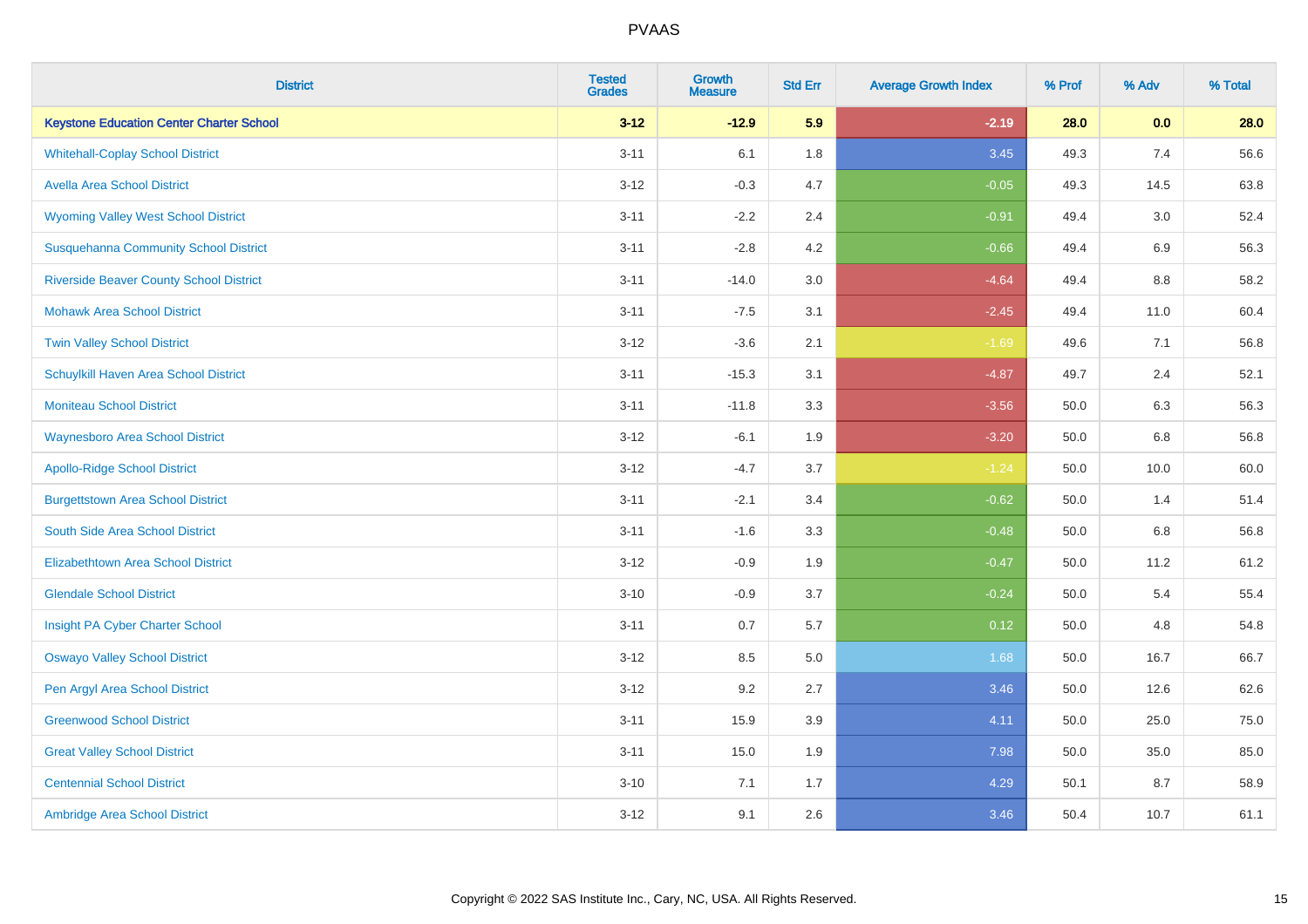# PVAAS

| District | Tested Grades | Growth Measure | Std Err | Average Growth Index | % Prof | % Adv | % Total |
|---|---|---|---|---|---|---|---|
| **Keystone Education Center Charter School** | **3-12** | **-12.9** | **5.9** | **-2.19** | **28.0** | **0.0** | **28.0** |
| Whitehall-Coplay School District | 3-11 | 6.1 | 1.8 | 3.45 | 49.3 | 7.4 | 56.6 |
| Avella Area School District | 3-12 | -0.3 | 4.7 | -0.05 | 49.3 | 14.5 | 63.8 |
| Wyoming Valley West School District | 3-11 | -2.2 | 2.4 | -0.91 | 49.4 | 3.0 | 52.4 |
| Susquehanna Community School District | 3-11 | -2.8 | 4.2 | -0.66 | 49.4 | 6.9 | 56.3 |
| Riverside Beaver County School District | 3-11 | -14.0 | 3.0 | -4.64 | 49.4 | 8.8 | 58.2 |
| Mohawk Area School District | 3-11 | -7.5 | 3.1 | -2.45 | 49.4 | 11.0 | 60.4 |
| Twin Valley School District | 3-12 | -3.6 | 2.1 | -1.69 | 49.6 | 7.1 | 56.8 |
| Schuylkill Haven Area School District | 3-11 | -15.3 | 3.1 | -4.87 | 49.7 | 2.4 | 52.1 |
| Moniteau School District | 3-11 | -11.8 | 3.3 | -3.56 | 50.0 | 6.3 | 56.3 |
| Waynesboro Area School District | 3-12 | -6.1 | 1.9 | -3.20 | 50.0 | 6.8 | 56.8 |
| Apollo-Ridge School District | 3-12 | -4.7 | 3.7 | -1.24 | 50.0 | 10.0 | 60.0 |
| Burgettstown Area School District | 3-11 | -2.1 | 3.4 | -0.62 | 50.0 | 1.4 | 51.4 |
| South Side Area School District | 3-11 | -1.6 | 3.3 | -0.48 | 50.0 | 6.8 | 56.8 |
| Elizabethtown Area School District | 3-12 | -0.9 | 1.9 | -0.47 | 50.0 | 11.2 | 61.2 |
| Glendale School District | 3-10 | -0.9 | 3.7 | -0.24 | 50.0 | 5.4 | 55.4 |
| Insight PA Cyber Charter School | 3-11 | 0.7 | 5.7 | 0.12 | 50.0 | 4.8 | 54.8 |
| Oswayo Valley School District | 3-12 | 8.5 | 5.0 | 1.68 | 50.0 | 16.7 | 66.7 |
| Pen Argyl Area School District | 3-12 | 9.2 | 2.7 | 3.46 | 50.0 | 12.6 | 62.6 |
| Greenwood School District | 3-11 | 15.9 | 3.9 | 4.11 | 50.0 | 25.0 | 75.0 |
| Great Valley School District | 3-11 | 15.0 | 1.9 | 7.98 | 50.0 | 35.0 | 85.0 |
| Centennial School District | 3-10 | 7.1 | 1.7 | 4.29 | 50.1 | 8.7 | 58.9 |
| Ambridge Area School District | 3-12 | 9.1 | 2.6 | 3.46 | 50.4 | 10.7 | 61.1 |

Copyright © 2022 SAS Institute Inc., Cary, NC, USA. All Rights Reserved.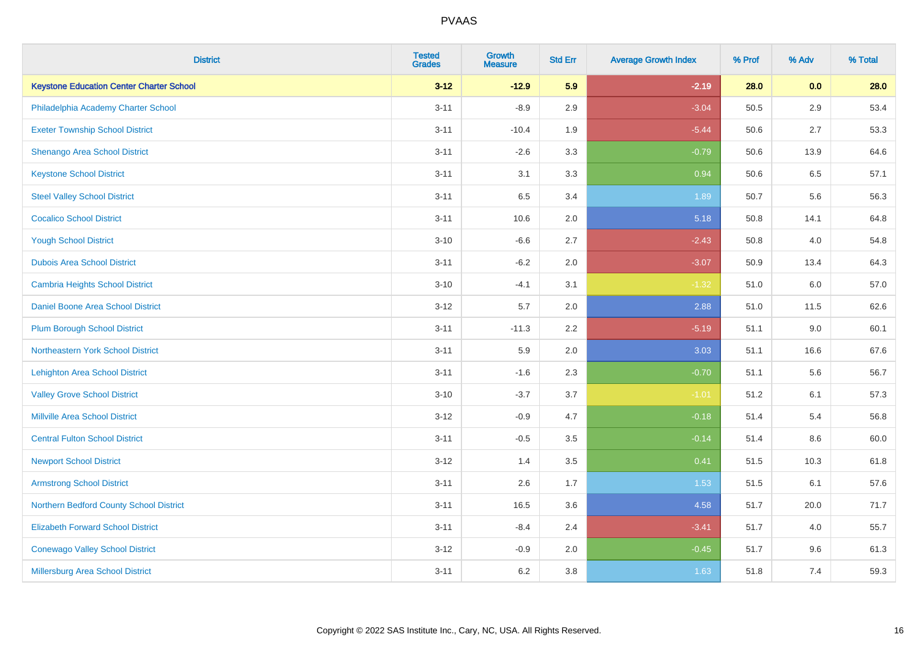# PVAAS

| District | Tested Grades | Growth Measure | Std Err | Average Growth Index | % Prof | % Adv | % Total |
|---|---|---|---|---|---|---|---|
| **Keystone Education Center Charter School** | **3-12** | **-12.9** | **5.9** | **-2.19** | **28.0** | **0.0** | **28.0** |
| Philadelphia Academy Charter School | 3-11 | -8.9 | 2.9 | -3.04 | 50.5 | 2.9 | 53.4 |
| Exeter Township School District | 3-11 | -10.4 | 1.9 | -5.44 | 50.6 | 2.7 | 53.3 |
| Shenango Area School District | 3-11 | -2.6 | 3.3 | -0.79 | 50.6 | 13.9 | 64.6 |
| Keystone School District | 3-11 | 3.1 | 3.3 | 0.94 | 50.6 | 6.5 | 57.1 |
| Steel Valley School District | 3-11 | 6.5 | 3.4 | 1.89 | 50.7 | 5.6 | 56.3 |
| Cocalico School District | 3-11 | 10.6 | 2.0 | 5.18 | 50.8 | 14.1 | 64.8 |
| Yough School District | 3-10 | -6.6 | 2.7 | -2.43 | 50.8 | 4.0 | 54.8 |
| Dubois Area School District | 3-11 | -6.2 | 2.0 | -3.07 | 50.9 | 13.4 | 64.3 |
| Cambria Heights School District | 3-10 | -4.1 | 3.1 | -1.32 | 51.0 | 6.0 | 57.0 |
| Daniel Boone Area School District | 3-12 | 5.7 | 2.0 | 2.88 | 51.0 | 11.5 | 62.6 |
| Plum Borough School District | 3-11 | -11.3 | 2.2 | -5.19 | 51.1 | 9.0 | 60.1 |
| Northeastern York School District | 3-11 | 5.9 | 2.0 | 3.03 | 51.1 | 16.6 | 67.6 |
| Lehighton Area School District | 3-11 | -1.6 | 2.3 | -0.70 | 51.1 | 5.6 | 56.7 |
| Valley Grove School District | 3-10 | -3.7 | 3.7 | -1.01 | 51.2 | 6.1 | 57.3 |
| Millville Area School District | 3-12 | -0.9 | 4.7 | -0.18 | 51.4 | 5.4 | 56.8 |
| Central Fulton School District | 3-11 | -0.5 | 3.5 | -0.14 | 51.4 | 8.6 | 60.0 |
| Newport School District | 3-12 | 1.4 | 3.5 | 0.41 | 51.5 | 10.3 | 61.8 |
| Armstrong School District | 3-11 | 2.6 | 1.7 | 1.53 | 51.5 | 6.1 | 57.6 |
| Northern Bedford County School District | 3-11 | 16.5 | 3.6 | 4.58 | 51.7 | 20.0 | 71.7 |
| Elizabeth Forward School District | 3-11 | -8.4 | 2.4 | -3.41 | 51.7 | 4.0 | 55.7 |
| Conewago Valley School District | 3-12 | -0.9 | 2.0 | -0.45 | 51.7 | 9.6 | 61.3 |
| Millersburg Area School District | 3-11 | 6.2 | 3.8 | 1.63 | 51.8 | 7.4 | 59.3 |

Copyright © 2022 SAS Institute Inc., Cary, NC, USA. All Rights Reserved.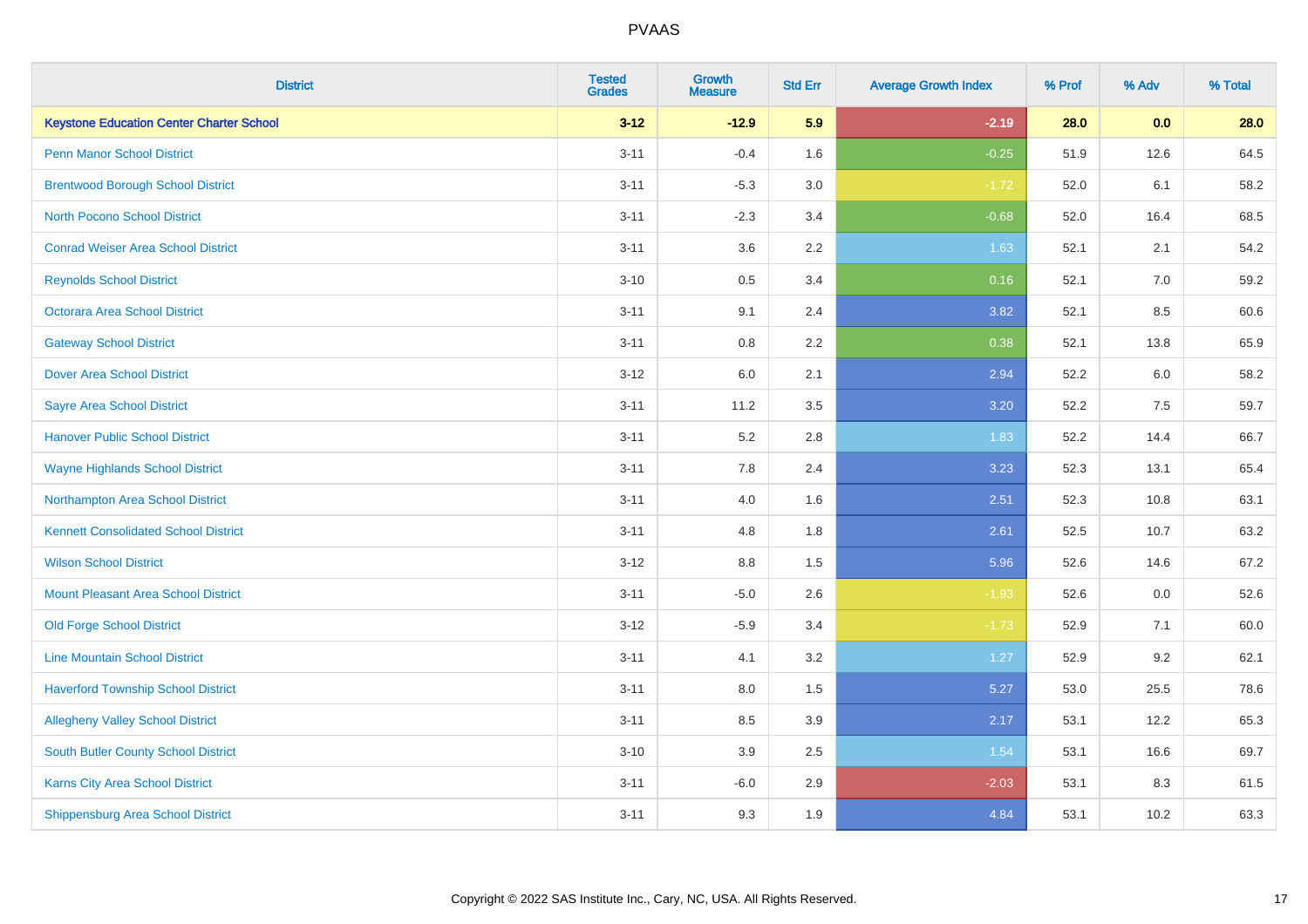# PVAAS

| District | Tested Grades | Growth Measure | Std Err | Average Growth Index | % Prof | % Adv | % Total |
|---|---|---|---|---|---|---|---|
| **Keystone Education Center Charter School** | **3-12** | **-12.9** | **5.9** | **-2.19** | **28.0** | **0.0** | **28.0** |
| Penn Manor School District | 3-11 | -0.4 | 1.6 | -0.25 | 51.9 | 12.6 | 64.5 |
| Brentwood Borough School District | 3-11 | -5.3 | 3.0 | -1.72 | 52.0 | 6.1 | 58.2 |
| North Pocono School District | 3-11 | -2.3 | 3.4 | -0.68 | 52.0 | 16.4 | 68.5 |
| Conrad Weiser Area School District | 3-11 | 3.6 | 2.2 | 1.63 | 52.1 | 2.1 | 54.2 |
| Reynolds School District | 3-10 | 0.5 | 3.4 | 0.16 | 52.1 | 7.0 | 59.2 |
| Octorara Area School District | 3-11 | 9.1 | 2.4 | 3.82 | 52.1 | 8.5 | 60.6 |
| Gateway School District | 3-11 | 0.8 | 2.2 | 0.38 | 52.1 | 13.8 | 65.9 |
| Dover Area School District | 3-12 | 6.0 | 2.1 | 2.94 | 52.2 | 6.0 | 58.2 |
| Sayre Area School District | 3-11 | 11.2 | 3.5 | 3.20 | 52.2 | 7.5 | 59.7 |
| Hanover Public School District | 3-11 | 5.2 | 2.8 | 1.83 | 52.2 | 14.4 | 66.7 |
| Wayne Highlands School District | 3-11 | 7.8 | 2.4 | 3.23 | 52.3 | 13.1 | 65.4 |
| Northampton Area School District | 3-11 | 4.0 | 1.6 | 2.51 | 52.3 | 10.8 | 63.1 |
| Kennett Consolidated School District | 3-11 | 4.8 | 1.8 | 2.61 | 52.5 | 10.7 | 63.2 |
| Wilson School District | 3-12 | 8.8 | 1.5 | 5.96 | 52.6 | 14.6 | 67.2 |
| Mount Pleasant Area School District | 3-11 | -5.0 | 2.6 | -1.93 | 52.6 | 0.0 | 52.6 |
| Old Forge School District | 3-12 | -5.9 | 3.4 | -1.73 | 52.9 | 7.1 | 60.0 |
| Line Mountain School District | 3-11 | 4.1 | 3.2 | 1.27 | 52.9 | 9.2 | 62.1 |
| Haverford Township School District | 3-11 | 8.0 | 1.5 | 5.27 | 53.0 | 25.5 | 78.6 |
| Allegheny Valley School District | 3-11 | 8.5 | 3.9 | 2.17 | 53.1 | 12.2 | 65.3 |
| South Butler County School District | 3-10 | 3.9 | 2.5 | 1.54 | 53.1 | 16.6 | 69.7 |
| Karns City Area School District | 3-11 | -6.0 | 2.9 | -2.03 | 53.1 | 8.3 | 61.5 |
| Shippensburg Area School District | 3-11 | 9.3 | 1.9 | 4.84 | 53.1 | 10.2 | 63.3 |

Copyright © 2022 SAS Institute Inc., Cary, NC, USA. All Rights Reserved.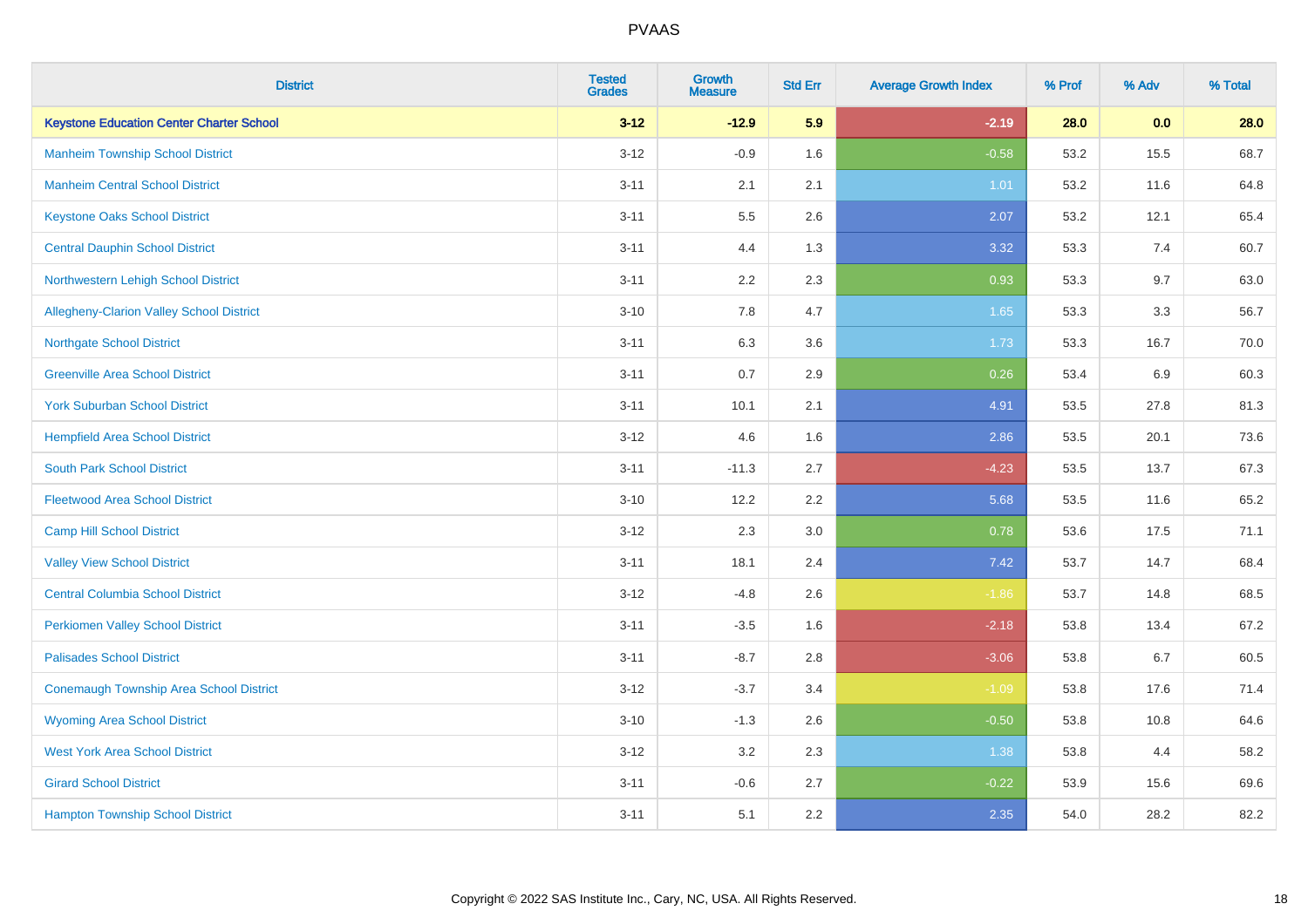| District | Tested Grades | Growth Measure | Std Err | Average Growth Index | % Prof | % Adv | % Total |
|---|---|---|---|---|---|---|---|
| **Keystone Education Center Charter School** | **3-12** | **-12.9** | **5.9** | **-2.19** | **28.0** | **0.0** | **28.0** |
| Manheim Township School District | 3-12 | -0.9 | 1.6 | -0.58 | 53.2 | 15.5 | 68.7 |
| Manheim Central School District | 3-11 | 2.1 | 2.1 | 1.01 | 53.2 | 11.6 | 64.8 |
| Keystone Oaks School District | 3-11 | 5.5 | 2.6 | 2.07 | 53.2 | 12.1 | 65.4 |
| Central Dauphin School District | 3-11 | 4.4 | 1.3 | 3.32 | 53.3 | 7.4 | 60.7 |
| Northwestern Lehigh School District | 3-11 | 2.2 | 2.3 | 0.93 | 53.3 | 9.7 | 63.0 |
| Allegheny-Clarion Valley School District | 3-10 | 7.8 | 4.7 | 1.65 | 53.3 | 3.3 | 56.7 |
| Northgate School District | 3-11 | 6.3 | 3.6 | 1.73 | 53.3 | 16.7 | 70.0 |
| Greenville Area School District | 3-11 | 0.7 | 2.9 | 0.26 | 53.4 | 6.9 | 60.3 |
| York Suburban School District | 3-11 | 10.1 | 2.1 | 4.91 | 53.5 | 27.8 | 81.3 |
| Hempfield Area School District | 3-12 | 4.6 | 1.6 | 2.86 | 53.5 | 20.1 | 73.6 |
| South Park School District | 3-11 | -11.3 | 2.7 | -4.23 | 53.5 | 13.7 | 67.3 |
| Fleetwood Area School District | 3-10 | 12.2 | 2.2 | 5.68 | 53.5 | 11.6 | 65.2 |
| Camp Hill School District | 3-12 | 2.3 | 3.0 | 0.78 | 53.6 | 17.5 | 71.1 |
| Valley View School District | 3-11 | 18.1 | 2.4 | 7.42 | 53.7 | 14.7 | 68.4 |
| Central Columbia School District | 3-12 | -4.8 | 2.6 | -1.86 | 53.7 | 14.8 | 68.5 |
| Perkiomen Valley School District | 3-11 | -3.5 | 1.6 | -2.18 | 53.8 | 13.4 | 67.2 |
| Palisades School District | 3-11 | -8.7 | 2.8 | -3.06 | 53.8 | 6.7 | 60.5 |
| Conemaugh Township Area School District | 3-12 | -3.7 | 3.4 | -1.09 | 53.8 | 17.6 | 71.4 |
| Wyoming Area School District | 3-10 | -1.3 | 2.6 | -0.50 | 53.8 | 10.8 | 64.6 |
| West York Area School District | 3-12 | 3.2 | 2.3 | 1.38 | 53.8 | 4.4 | 58.2 |
| Girard School District | 3-11 | -0.6 | 2.7 | -0.22 | 53.9 | 15.6 | 69.6 |
| Hampton Township School District | 3-11 | 5.1 | 2.2 | 2.35 | 54.0 | 28.2 | 82.2 |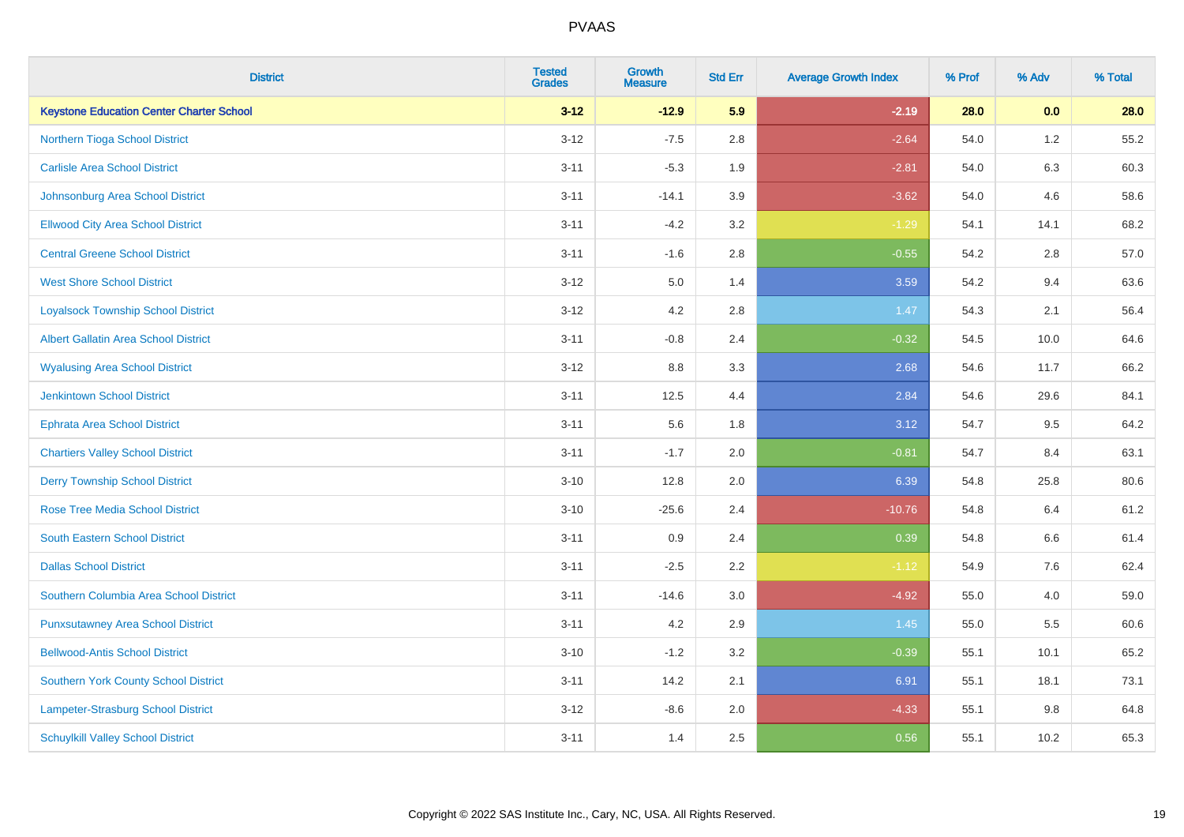# PVAAS

| District | Tested Grades | Growth Measure | Std Err | Average Growth Index | % Prof | % Adv | % Total |
|---|---|---|---|---|---|---|---|
| **Keystone Education Center Charter School** | **3-12** | **-12.9** | **5.9** | **-2.19** | **28.0** | **0.0** | **28.0** |
| Northern Tioga School District | 3-12 | -7.5 | 2.8 | -2.64 | 54.0 | 1.2 | 55.2 |
| Carlisle Area School District | 3-11 | -5.3 | 1.9 | -2.81 | 54.0 | 6.3 | 60.3 |
| Johnsonburg Area School District | 3-11 | -14.1 | 3.9 | -3.62 | 54.0 | 4.6 | 58.6 |
| Ellwood City Area School District | 3-11 | -4.2 | 3.2 | -1.29 | 54.1 | 14.1 | 68.2 |
| Central Greene School District | 3-11 | -1.6 | 2.8 | -0.55 | 54.2 | 2.8 | 57.0 |
| West Shore School District | 3-12 | 5.0 | 1.4 | 3.59 | 54.2 | 9.4 | 63.6 |
| Loyalsock Township School District | 3-12 | 4.2 | 2.8 | 1.47 | 54.3 | 2.1 | 56.4 |
| Albert Gallatin Area School District | 3-11 | -0.8 | 2.4 | -0.32 | 54.5 | 10.0 | 64.6 |
| Wyalusing Area School District | 3-12 | 8.8 | 3.3 | 2.68 | 54.6 | 11.7 | 66.2 |
| Jenkintown School District | 3-11 | 12.5 | 4.4 | 2.84 | 54.6 | 29.6 | 84.1 |
| Ephrata Area School District | 3-11 | 5.6 | 1.8 | 3.12 | 54.7 | 9.5 | 64.2 |
| Chartiers Valley School District | 3-11 | -1.7 | 2.0 | -0.81 | 54.7 | 8.4 | 63.1 |
| Derry Township School District | 3-10 | 12.8 | 2.0 | 6.39 | 54.8 | 25.8 | 80.6 |
| Rose Tree Media School District | 3-10 | -25.6 | 2.4 | -10.76 | 54.8 | 6.4 | 61.2 |
| South Eastern School District | 3-11 | 0.9 | 2.4 | 0.39 | 54.8 | 6.6 | 61.4 |
| Dallas School District | 3-11 | -2.5 | 2.2 | -1.12 | 54.9 | 7.6 | 62.4 |
| Southern Columbia Area School District | 3-11 | -14.6 | 3.0 | -4.92 | 55.0 | 4.0 | 59.0 |
| Punxsutawney Area School District | 3-11 | 4.2 | 2.9 | 1.45 | 55.0 | 5.5 | 60.6 |
| Bellwood-Antis School District | 3-10 | -1.2 | 3.2 | -0.39 | 55.1 | 10.1 | 65.2 |
| Southern York County School District | 3-11 | 14.2 | 2.1 | 6.91 | 55.1 | 18.1 | 73.1 |
| Lampeter-Strasburg School District | 3-12 | -8.6 | 2.0 | -4.33 | 55.1 | 9.8 | 64.8 |
| Schuylkill Valley School District | 3-11 | 1.4 | 2.5 | 0.56 | 55.1 | 10.2 | 65.3 |

Copyright © 2022 SAS Institute Inc., Cary, NC, USA. All Rights Reserved.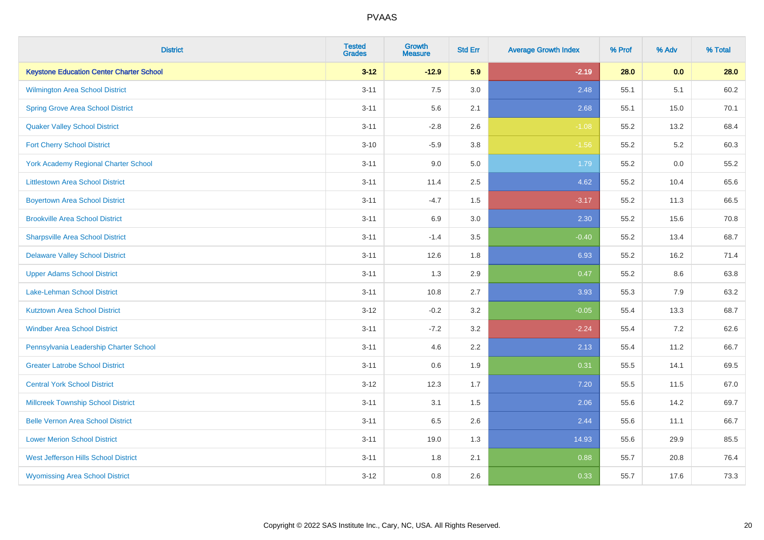| District | Tested Grades | Growth Measure | Std Err | Average Growth Index | % Prof | % Adv | % Total |
|---|---|---|---|---|---|---|---|
| **Keystone Education Center Charter School** | **3-12** | **-12.9** | **5.9** | **-2.19** | **28.0** | **0.0** | **28.0** |
| Wilmington Area School District | 3-11 | 7.5 | 3.0 | 2.48 | 55.1 | 5.1 | 60.2 |
| Spring Grove Area School District | 3-11 | 5.6 | 2.1 | 2.68 | 55.1 | 15.0 | 70.1 |
| Quaker Valley School District | 3-11 | -2.8 | 2.6 | -1.08 | 55.2 | 13.2 | 68.4 |
| Fort Cherry School District | 3-10 | -5.9 | 3.8 | -1.56 | 55.2 | 5.2 | 60.3 |
| York Academy Regional Charter School | 3-11 | 9.0 | 5.0 | 1.79 | 55.2 | 0.0 | 55.2 |
| Littlestown Area School District | 3-11 | 11.4 | 2.5 | 4.62 | 55.2 | 10.4 | 65.6 |
| Boyertown Area School District | 3-11 | -4.7 | 1.5 | -3.17 | 55.2 | 11.3 | 66.5 |
| Brookville Area School District | 3-11 | 6.9 | 3.0 | 2.30 | 55.2 | 15.6 | 70.8 |
| Sharpsville Area School District | 3-11 | -1.4 | 3.5 | -0.40 | 55.2 | 13.4 | 68.7 |
| Delaware Valley School District | 3-11 | 12.6 | 1.8 | 6.93 | 55.2 | 16.2 | 71.4 |
| Upper Adams School District | 3-11 | 1.3 | 2.9 | 0.47 | 55.2 | 8.6 | 63.8 |
| Lake-Lehman School District | 3-11 | 10.8 | 2.7 | 3.93 | 55.3 | 7.9 | 63.2 |
| Kutztown Area School District | 3-12 | -0.2 | 3.2 | -0.05 | 55.4 | 13.3 | 68.7 |
| Windber Area School District | 3-11 | -7.2 | 3.2 | -2.24 | 55.4 | 7.2 | 62.6 |
| Pennsylvania Leadership Charter School | 3-11 | 4.6 | 2.2 | 2.13 | 55.4 | 11.2 | 66.7 |
| Greater Latrobe School District | 3-11 | 0.6 | 1.9 | 0.31 | 55.5 | 14.1 | 69.5 |
| Central York School District | 3-12 | 12.3 | 1.7 | 7.20 | 55.5 | 11.5 | 67.0 |
| Millcreek Township School District | 3-11 | 3.1 | 1.5 | 2.06 | 55.6 | 14.2 | 69.7 |
| Belle Vernon Area School District | 3-11 | 6.5 | 2.6 | 2.44 | 55.6 | 11.1 | 66.7 |
| Lower Merion School District | 3-11 | 19.0 | 1.3 | 14.93 | 55.6 | 29.9 | 85.5 |
| West Jefferson Hills School District | 3-11 | 1.8 | 2.1 | 0.88 | 55.7 | 20.8 | 76.4 |
| Wyomissing Area School District | 3-12 | 0.8 | 2.6 | 0.33 | 55.7 | 17.6 | 73.3 |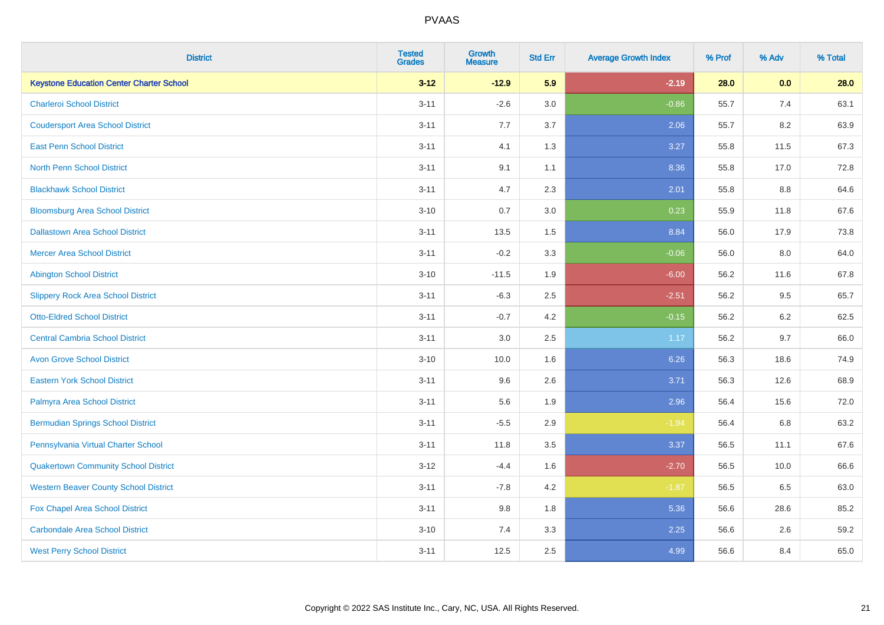# PVAAS

| District | Tested Grades | Growth Measure | Std Err | Average Growth Index | % Prof | % Adv | % Total |
|---|---|---|---|---|---|---|---|
| **Keystone Education Center Charter School** | **3-12** | **-12.9** | **5.9** | **-2.19** | **28.0** | **0.0** | **28.0** |
| Charleroi School District | 3-11 | -2.6 | 3.0 | -0.86 | 55.7 | 7.4 | 63.1 |
| Coudersport Area School District | 3-11 | 7.7 | 3.7 | 2.06 | 55.7 | 8.2 | 63.9 |
| East Penn School District | 3-11 | 4.1 | 1.3 | 3.27 | 55.8 | 11.5 | 67.3 |
| North Penn School District | 3-11 | 9.1 | 1.1 | 8.36 | 55.8 | 17.0 | 72.8 |
| Blackhawk School District | 3-11 | 4.7 | 2.3 | 2.01 | 55.8 | 8.8 | 64.6 |
| Bloomsburg Area School District | 3-10 | 0.7 | 3.0 | 0.23 | 55.9 | 11.8 | 67.6 |
| Dallastown Area School District | 3-11 | 13.5 | 1.5 | 8.84 | 56.0 | 17.9 | 73.8 |
| Mercer Area School District | 3-11 | -0.2 | 3.3 | -0.06 | 56.0 | 8.0 | 64.0 |
| Abington School District | 3-10 | -11.5 | 1.9 | -6.00 | 56.2 | 11.6 | 67.8 |
| Slippery Rock Area School District | 3-11 | -6.3 | 2.5 | -2.51 | 56.2 | 9.5 | 65.7 |
| Otto-Eldred School District | 3-11 | -0.7 | 4.2 | -0.15 | 56.2 | 6.2 | 62.5 |
| Central Cambria School District | 3-11 | 3.0 | 2.5 | 1.17 | 56.2 | 9.7 | 66.0 |
| Avon Grove School District | 3-10 | 10.0 | 1.6 | 6.26 | 56.3 | 18.6 | 74.9 |
| Eastern York School District | 3-11 | 9.6 | 2.6 | 3.71 | 56.3 | 12.6 | 68.9 |
| Palmyra Area School District | 3-11 | 5.6 | 1.9 | 2.96 | 56.4 | 15.6 | 72.0 |
| Bermudian Springs School District | 3-11 | -5.5 | 2.9 | -1.94 | 56.4 | 6.8 | 63.2 |
| Pennsylvania Virtual Charter School | 3-11 | 11.8 | 3.5 | 3.37 | 56.5 | 11.1 | 67.6 |
| Quakertown Community School District | 3-12 | -4.4 | 1.6 | -2.70 | 56.5 | 10.0 | 66.6 |
| Western Beaver County School District | 3-11 | -7.8 | 4.2 | -1.87 | 56.5 | 6.5 | 63.0 |
| Fox Chapel Area School District | 3-11 | 9.8 | 1.8 | 5.36 | 56.6 | 28.6 | 85.2 |
| Carbondale Area School District | 3-10 | 7.4 | 3.3 | 2.25 | 56.6 | 2.6 | 59.2 |
| West Perry School District | 3-11 | 12.5 | 2.5 | 4.99 | 56.6 | 8.4 | 65.0 |

Copyright © 2022 SAS Institute Inc., Cary, NC, USA. All Rights Reserved.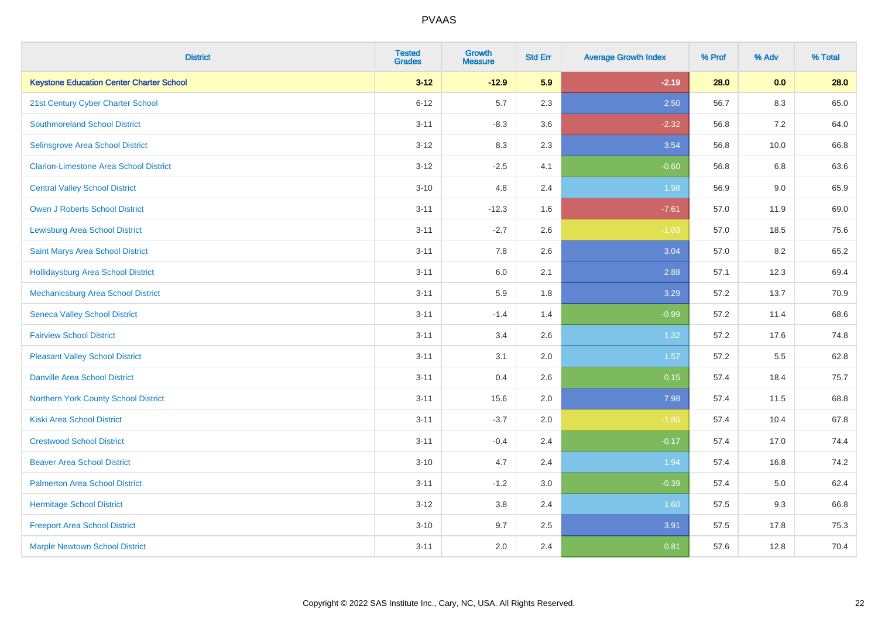# PVAAS

| District | Tested Grades | Growth Measure | Std Err | Average Growth Index | % Prof | % Adv | % Total |
|---|---|---|---|---|---|---|---|
| **Keystone Education Center Charter School** | **3-12** | **-12.9** | **5.9** | **-2.19** | **28.0** | **0.0** | **28.0** |
| 21st Century Cyber Charter School | 6-12 | 5.7 | 2.3 | 2.50 | 56.7 | 8.3 | 65.0 |
| Southmoreland School District | 3-11 | -8.3 | 3.6 | -2.32 | 56.8 | 7.2 | 64.0 |
| Selinsgrove Area School District | 3-12 | 8.3 | 2.3 | 3.54 | 56.8 | 10.0 | 66.8 |
| Clarion-Limestone Area School District | 3-12 | -2.5 | 4.1 | -0.60 | 56.8 | 6.8 | 63.6 |
| Central Valley School District | 3-10 | 4.8 | 2.4 | 1.98 | 56.9 | 9.0 | 65.9 |
| Owen J Roberts School District | 3-11 | -12.3 | 1.6 | -7.61 | 57.0 | 11.9 | 69.0 |
| Lewisburg Area School District | 3-11 | -2.7 | 2.6 | -1.03 | 57.0 | 18.5 | 75.6 |
| Saint Marys Area School District | 3-11 | 7.8 | 2.6 | 3.04 | 57.0 | 8.2 | 65.2 |
| Hollidaysburg Area School District | 3-11 | 6.0 | 2.1 | 2.88 | 57.1 | 12.3 | 69.4 |
| Mechanicsburg Area School District | 3-11 | 5.9 | 1.8 | 3.29 | 57.2 | 13.7 | 70.9 |
| Seneca Valley School District | 3-11 | -1.4 | 1.4 | -0.99 | 57.2 | 11.4 | 68.6 |
| Fairview School District | 3-11 | 3.4 | 2.6 | 1.32 | 57.2 | 17.6 | 74.8 |
| Pleasant Valley School District | 3-11 | 3.1 | 2.0 | 1.57 | 57.2 | 5.5 | 62.8 |
| Danville Area School District | 3-11 | 0.4 | 2.6 | 0.15 | 57.4 | 18.4 | 75.7 |
| Northern York County School District | 3-11 | 15.6 | 2.0 | 7.98 | 57.4 | 11.5 | 68.8 |
| Kiski Area School District | 3-11 | -3.7 | 2.0 | -1.86 | 57.4 | 10.4 | 67.8 |
| Crestwood School District | 3-11 | -0.4 | 2.4 | -0.17 | 57.4 | 17.0 | 74.4 |
| Beaver Area School District | 3-10 | 4.7 | 2.4 | 1.94 | 57.4 | 16.8 | 74.2 |
| Palmerton Area School District | 3-11 | -1.2 | 3.0 | -0.39 | 57.4 | 5.0 | 62.4 |
| Hermitage School District | 3-12 | 3.8 | 2.4 | 1.60 | 57.5 | 9.3 | 66.8 |
| Freeport Area School District | 3-10 | 9.7 | 2.5 | 3.91 | 57.5 | 17.8 | 75.3 |
| Marple Newtown School District | 3-11 | 2.0 | 2.4 | 0.81 | 57.6 | 12.8 | 70.4 |

Copyright © 2022 SAS Institute Inc., Cary, NC, USA. All Rights Reserved.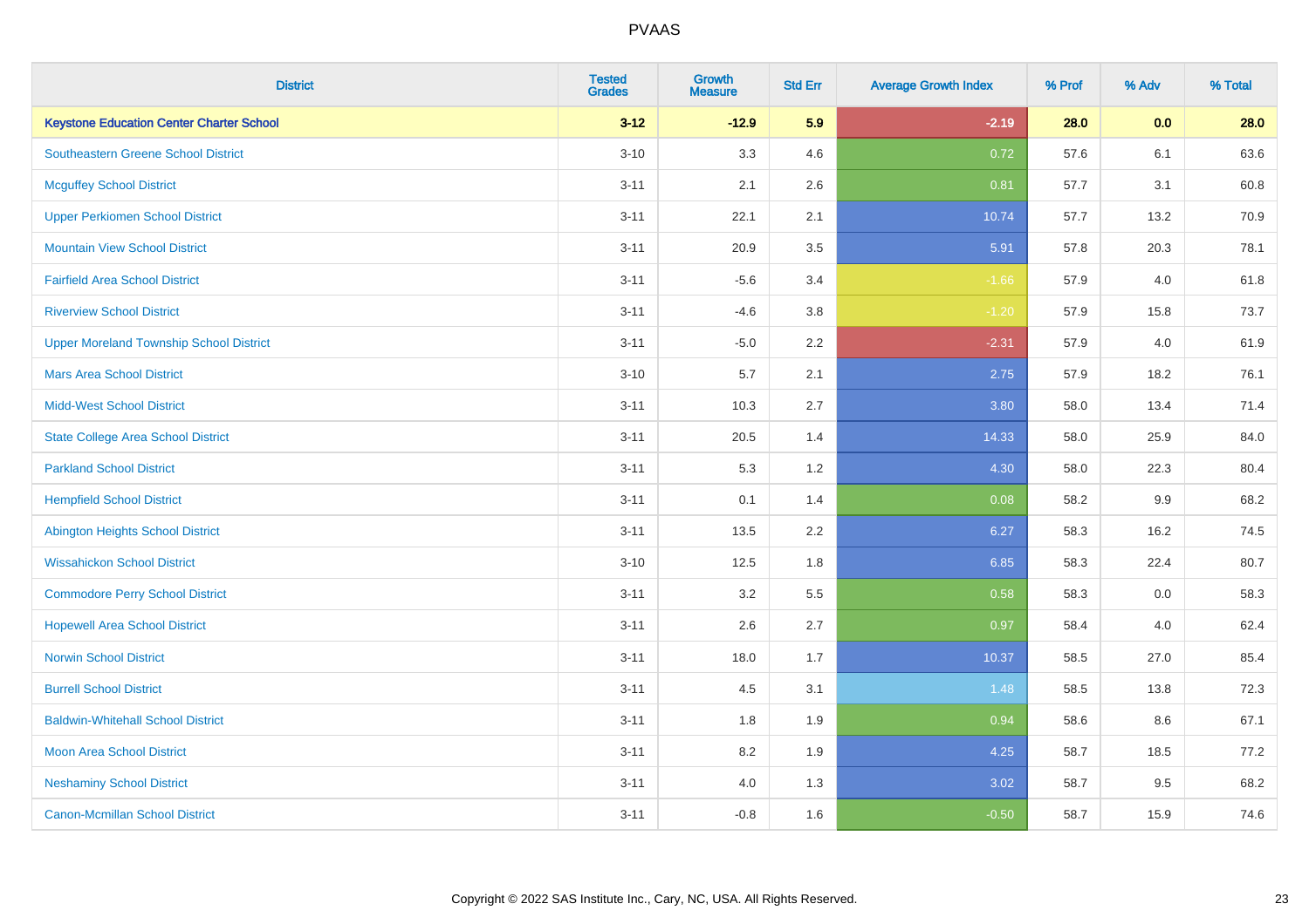| District | Tested Grades | Growth Measure | Std Err | Average Growth Index | % Prof | % Adv | % Total |
|---|---|---|---|---|---|---|---|
| **Keystone Education Center Charter School** | **3-12** | **-12.9** | **5.9** | **-2.19** | **28.0** | **0.0** | **28.0** |
| Southeastern Greene School District | 3-10 | 3.3 | 4.6 | 0.72 | 57.6 | 6.1 | 63.6 |
| Mcguffey School District | 3-11 | 2.1 | 2.6 | 0.81 | 57.7 | 3.1 | 60.8 |
| Upper Perkiomen School District | 3-11 | 22.1 | 2.1 | 10.74 | 57.7 | 13.2 | 70.9 |
| Mountain View School District | 3-11 | 20.9 | 3.5 | 5.91 | 57.8 | 20.3 | 78.1 |
| Fairfield Area School District | 3-11 | -5.6 | 3.4 | -1.66 | 57.9 | 4.0 | 61.8 |
| Riverview School District | 3-11 | -4.6 | 3.8 | -1.20 | 57.9 | 15.8 | 73.7 |
| Upper Moreland Township School District | 3-11 | -5.0 | 2.2 | -2.31 | 57.9 | 4.0 | 61.9 |
| Mars Area School District | 3-10 | 5.7 | 2.1 | 2.75 | 57.9 | 18.2 | 76.1 |
| Midd-West School District | 3-11 | 10.3 | 2.7 | 3.80 | 58.0 | 13.4 | 71.4 |
| State College Area School District | 3-11 | 20.5 | 1.4 | 14.33 | 58.0 | 25.9 | 84.0 |
| Parkland School District | 3-11 | 5.3 | 1.2 | 4.30 | 58.0 | 22.3 | 80.4 |
| Hempfield School District | 3-11 | 0.1 | 1.4 | 0.08 | 58.2 | 9.9 | 68.2 |
| Abington Heights School District | 3-11 | 13.5 | 2.2 | 6.27 | 58.3 | 16.2 | 74.5 |
| Wissahickon School District | 3-10 | 12.5 | 1.8 | 6.85 | 58.3 | 22.4 | 80.7 |
| Commodore Perry School District | 3-11 | 3.2 | 5.5 | 0.58 | 58.3 | 0.0 | 58.3 |
| Hopewell Area School District | 3-11 | 2.6 | 2.7 | 0.97 | 58.4 | 4.0 | 62.4 |
| Norwin School District | 3-11 | 18.0 | 1.7 | 10.37 | 58.5 | 27.0 | 85.4 |
| Burrell School District | 3-11 | 4.5 | 3.1 | 1.48 | 58.5 | 13.8 | 72.3 |
| Baldwin-Whitehall School District | 3-11 | 1.8 | 1.9 | 0.94 | 58.6 | 8.6 | 67.1 |
| Moon Area School District | 3-11 | 8.2 | 1.9 | 4.25 | 58.7 | 18.5 | 77.2 |
| Neshaminy School District | 3-11 | 4.0 | 1.3 | 3.02 | 58.7 | 9.5 | 68.2 |
| Canon-Mcmillan School District | 3-11 | -0.8 | 1.6 | -0.50 | 58.7 | 15.9 | 74.6 |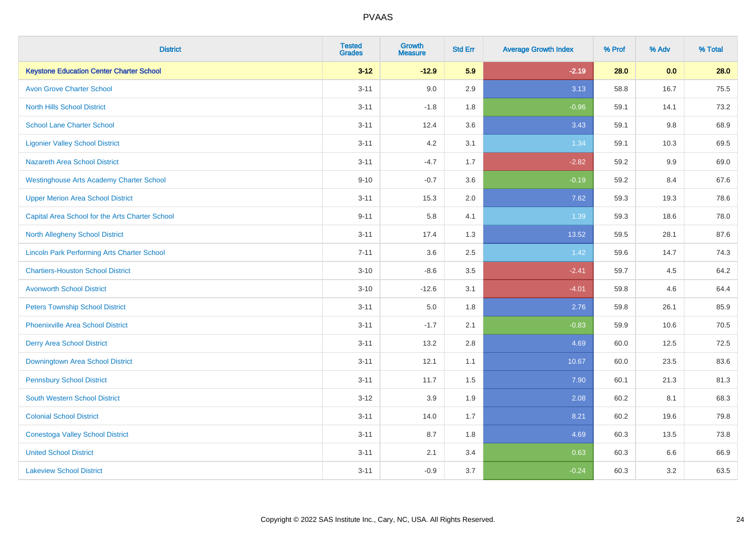# PVAAS

| District | Tested Grades | Growth Measure | Std Err | Average Growth Index | % Prof | % Adv | % Total |
|---|---|---|---|---|---|---|---|
| **Keystone Education Center Charter School** | **3-12** | **-12.9** | **5.9** | **-2.19** | **28.0** | **0.0** | **28.0** |
| Avon Grove Charter School | 3-11 | 9.0 | 2.9 | 3.13 | 58.8 | 16.7 | 75.5 |
| North Hills School District | 3-11 | -1.8 | 1.8 | -0.96 | 59.1 | 14.1 | 73.2 |
| School Lane Charter School | 3-11 | 12.4 | 3.6 | 3.43 | 59.1 | 9.8 | 68.9 |
| Ligonier Valley School District | 3-11 | 4.2 | 3.1 | 1.34 | 59.1 | 10.3 | 69.5 |
| Nazareth Area School District | 3-11 | -4.7 | 1.7 | -2.82 | 59.2 | 9.9 | 69.0 |
| Westinghouse Arts Academy Charter School | 9-10 | -0.7 | 3.6 | -0.19 | 59.2 | 8.4 | 67.6 |
| Upper Merion Area School District | 3-11 | 15.3 | 2.0 | 7.62 | 59.3 | 19.3 | 78.6 |
| Capital Area School for the Arts Charter School | 9-11 | 5.8 | 4.1 | 1.39 | 59.3 | 18.6 | 78.0 |
| North Allegheny School District | 3-11 | 17.4 | 1.3 | 13.52 | 59.5 | 28.1 | 87.6 |
| Lincoln Park Performing Arts Charter School | 7-11 | 3.6 | 2.5 | 1.42 | 59.6 | 14.7 | 74.3 |
| Chartiers-Houston School District | 3-10 | -8.6 | 3.5 | -2.41 | 59.7 | 4.5 | 64.2 |
| Avonworth School District | 3-10 | -12.6 | 3.1 | -4.01 | 59.8 | 4.6 | 64.4 |
| Peters Township School District | 3-11 | 5.0 | 1.8 | 2.76 | 59.8 | 26.1 | 85.9 |
| Phoenixville Area School District | 3-11 | -1.7 | 2.1 | -0.83 | 59.9 | 10.6 | 70.5 |
| Derry Area School District | 3-11 | 13.2 | 2.8 | 4.69 | 60.0 | 12.5 | 72.5 |
| Downingtown Area School District | 3-11 | 12.1 | 1.1 | 10.67 | 60.0 | 23.5 | 83.6 |
| Pennsbury School District | 3-11 | 11.7 | 1.5 | 7.90 | 60.1 | 21.3 | 81.3 |
| South Western School District | 3-12 | 3.9 | 1.9 | 2.08 | 60.2 | 8.1 | 68.3 |
| Colonial School District | 3-11 | 14.0 | 1.7 | 8.21 | 60.2 | 19.6 | 79.8 |
| Conestoga Valley School District | 3-11 | 8.7 | 1.8 | 4.69 | 60.3 | 13.5 | 73.8 |
| United School District | 3-11 | 2.1 | 3.4 | 0.63 | 60.3 | 6.6 | 66.9 |
| Lakeview School District | 3-11 | -0.9 | 3.7 | -0.24 | 60.3 | 3.2 | 63.5 |

Copyright © 2022 SAS Institute Inc., Cary, NC, USA. All Rights Reserved.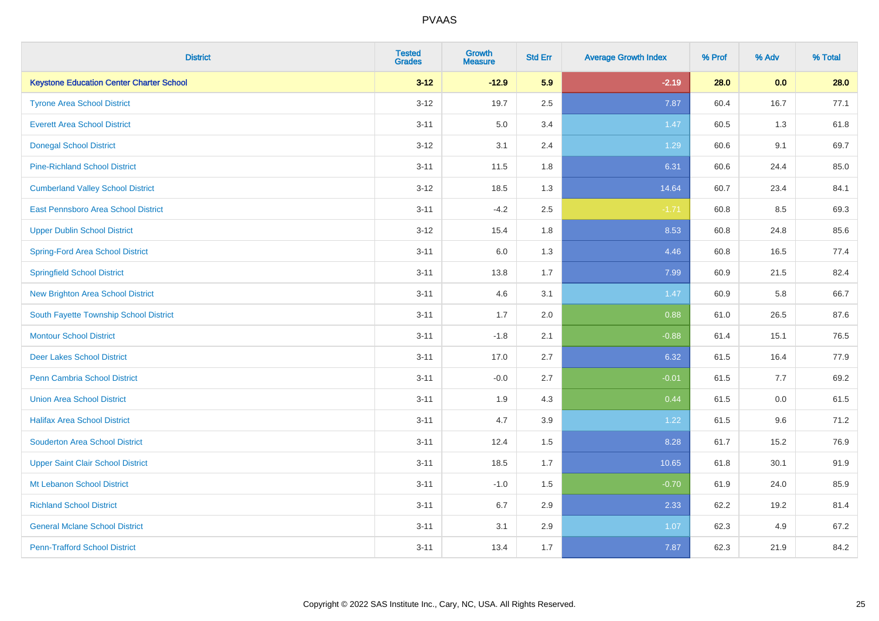| District | Tested Grades | Growth Measure | Std Err | Average Growth Index | % Prof | % Adv | % Total |
|---|---|---|---|---|---|---|---|
| **Keystone Education Center Charter School** | **3-12** | **-12.9** | **5.9** | **-2.19** | **28.0** | **0.0** | **28.0** |
| Tyrone Area School District | 3-12 | 19.7 | 2.5 | 7.87 | 60.4 | 16.7 | 77.1 |
| Everett Area School District | 3-11 | 5.0 | 3.4 | 1.47 | 60.5 | 1.3 | 61.8 |
| Donegal School District | 3-12 | 3.1 | 2.4 | 1.29 | 60.6 | 9.1 | 69.7 |
| Pine-Richland School District | 3-11 | 11.5 | 1.8 | 6.31 | 60.6 | 24.4 | 85.0 |
| Cumberland Valley School District | 3-12 | 18.5 | 1.3 | 14.64 | 60.7 | 23.4 | 84.1 |
| East Pennsboro Area School District | 3-11 | -4.2 | 2.5 | -1.71 | 60.8 | 8.5 | 69.3 |
| Upper Dublin School District | 3-12 | 15.4 | 1.8 | 8.53 | 60.8 | 24.8 | 85.6 |
| Spring-Ford Area School District | 3-11 | 6.0 | 1.3 | 4.46 | 60.8 | 16.5 | 77.4 |
| Springfield School District | 3-11 | 13.8 | 1.7 | 7.99 | 60.9 | 21.5 | 82.4 |
| New Brighton Area School District | 3-11 | 4.6 | 3.1 | 1.47 | 60.9 | 5.8 | 66.7 |
| South Fayette Township School District | 3-11 | 1.7 | 2.0 | 0.88 | 61.0 | 26.5 | 87.6 |
| Montour School District | 3-11 | -1.8 | 2.1 | -0.88 | 61.4 | 15.1 | 76.5 |
| Deer Lakes School District | 3-11 | 17.0 | 2.7 | 6.32 | 61.5 | 16.4 | 77.9 |
| Penn Cambria School District | 3-11 | -0.0 | 2.7 | -0.01 | 61.5 | 7.7 | 69.2 |
| Union Area School District | 3-11 | 1.9 | 4.3 | 0.44 | 61.5 | 0.0 | 61.5 |
| Halifax Area School District | 3-11 | 4.7 | 3.9 | 1.22 | 61.5 | 9.6 | 71.2 |
| Souderton Area School District | 3-11 | 12.4 | 1.5 | 8.28 | 61.7 | 15.2 | 76.9 |
| Upper Saint Clair School District | 3-11 | 18.5 | 1.7 | 10.65 | 61.8 | 30.1 | 91.9 |
| Mt Lebanon School District | 3-11 | -1.0 | 1.5 | -0.70 | 61.9 | 24.0 | 85.9 |
| Richland School District | 3-11 | 6.7 | 2.9 | 2.33 | 62.2 | 19.2 | 81.4 |
| General Mclane School District | 3-11 | 3.1 | 2.9 | 1.07 | 62.3 | 4.9 | 67.2 |
| Penn-Trafford School District | 3-11 | 13.4 | 1.7 | 7.87 | 62.3 | 21.9 | 84.2 |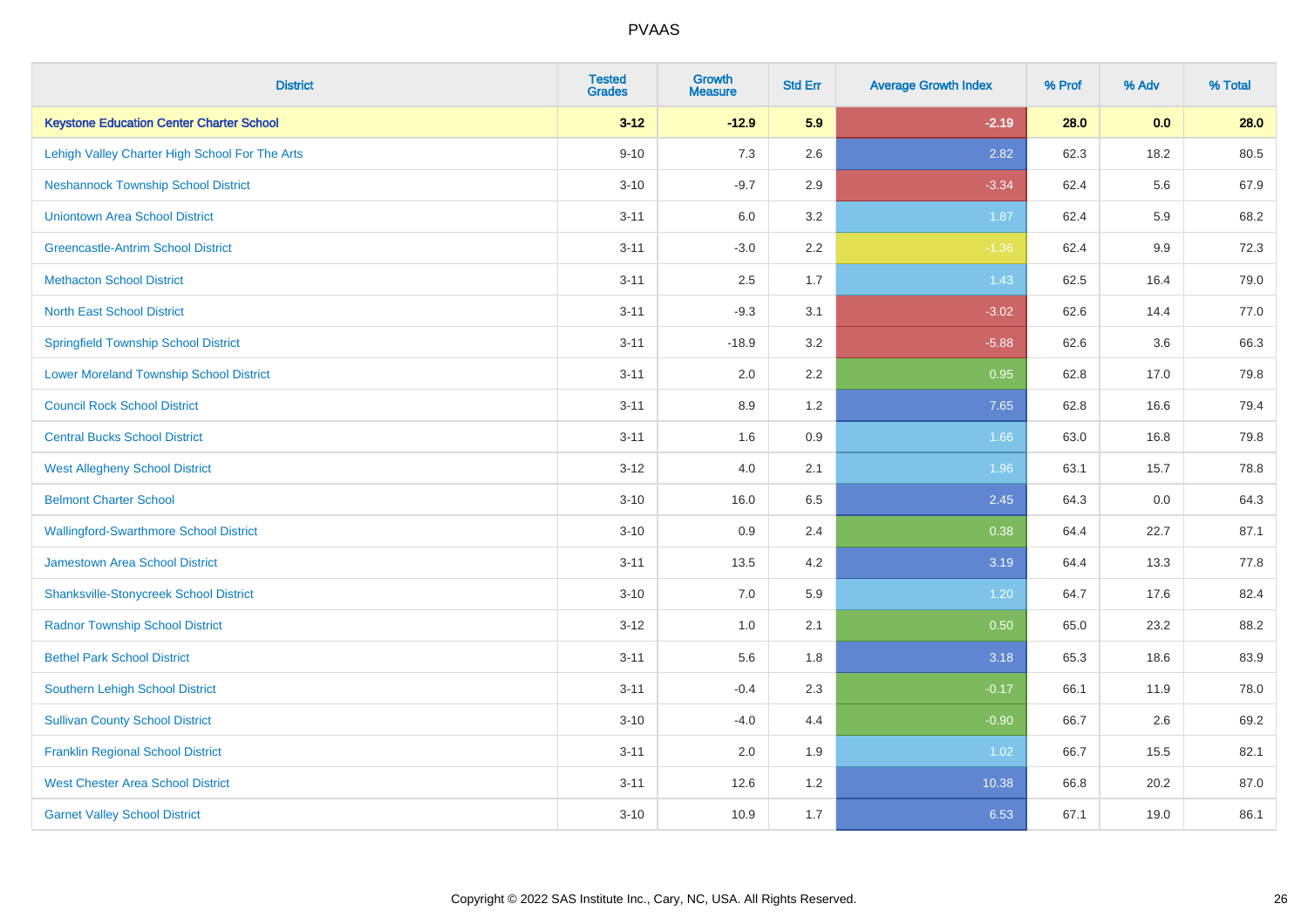| District | Tested Grades | Growth Measure | Std Err | Average Growth Index | % Prof | % Adv | % Total |
|---|---|---|---|---|---|---|---|
| **Keystone Education Center Charter School** | **3-12** | **-12.9** | **5.9** | **-2.19** | **28.0** | **0.0** | **28.0** |
| Lehigh Valley Charter High School For The Arts | 9-10 | 7.3 | 2.6 | 2.82 | 62.3 | 18.2 | 80.5 |
| Neshannock Township School District | 3-10 | -9.7 | 2.9 | -3.34 | 62.4 | 5.6 | 67.9 |
| Uniontown Area School District | 3-11 | 6.0 | 3.2 | 1.87 | 62.4 | 5.9 | 68.2 |
| Greencastle-Antrim School District | 3-11 | -3.0 | 2.2 | -1.36 | 62.4 | 9.9 | 72.3 |
| Methacton School District | 3-11 | 2.5 | 1.7 | 1.43 | 62.5 | 16.4 | 79.0 |
| North East School District | 3-11 | -9.3 | 3.1 | -3.02 | 62.6 | 14.4 | 77.0 |
| Springfield Township School District | 3-11 | -18.9 | 3.2 | -5.88 | 62.6 | 3.6 | 66.3 |
| Lower Moreland Township School District | 3-11 | 2.0 | 2.2 | 0.95 | 62.8 | 17.0 | 79.8 |
| Council Rock School District | 3-11 | 8.9 | 1.2 | 7.65 | 62.8 | 16.6 | 79.4 |
| Central Bucks School District | 3-11 | 1.6 | 0.9 | 1.66 | 63.0 | 16.8 | 79.8 |
| West Allegheny School District | 3-12 | 4.0 | 2.1 | 1.96 | 63.1 | 15.7 | 78.8 |
| Belmont Charter School | 3-10 | 16.0 | 6.5 | 2.45 | 64.3 | 0.0 | 64.3 |
| Wallingford-Swarthmore School District | 3-10 | 0.9 | 2.4 | 0.38 | 64.4 | 22.7 | 87.1 |
| Jamestown Area School District | 3-11 | 13.5 | 4.2 | 3.19 | 64.4 | 13.3 | 77.8 |
| Shanksville-Stonycreek School District | 3-10 | 7.0 | 5.9 | 1.20 | 64.7 | 17.6 | 82.4 |
| Radnor Township School District | 3-12 | 1.0 | 2.1 | 0.50 | 65.0 | 23.2 | 88.2 |
| Bethel Park School District | 3-11 | 5.6 | 1.8 | 3.18 | 65.3 | 18.6 | 83.9 |
| Southern Lehigh School District | 3-11 | -0.4 | 2.3 | -0.17 | 66.1 | 11.9 | 78.0 |
| Sullivan County School District | 3-10 | -4.0 | 4.4 | -0.90 | 66.7 | 2.6 | 69.2 |
| Franklin Regional School District | 3-11 | 2.0 | 1.9 | 1.02 | 66.7 | 15.5 | 82.1 |
| West Chester Area School District | 3-11 | 12.6 | 1.2 | 10.38 | 66.8 | 20.2 | 87.0 |
| Garnet Valley School District | 3-10 | 10.9 | 1.7 | 6.53 | 67.1 | 19.0 | 86.1 |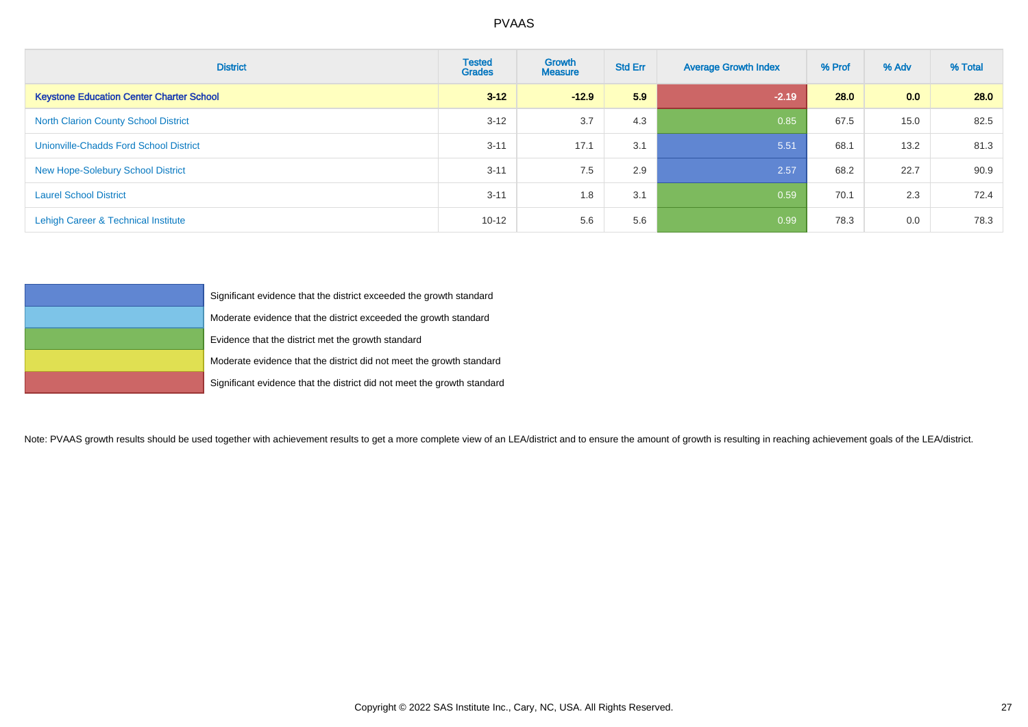# PVAAS

| District | Tested Grades | Growth Measure | Std Err | Average Growth Index | % Prof | % Adv | % Total |
|---|---|---|---|---|---|---|---|
| **Keystone Education Center Charter School** | **3-12** | **-12.9** | **5.9** | **-2.19** | **28.0** | **0.0** | **28.0** |
| North Clarion County School District | 3-12 | 3.7 | 4.3 | 0.85 | 67.5 | 15.0 | 82.5 |
| Unionville-Chadds Ford School District | 3-11 | 17.1 | 3.1 | 5.51 | 68.1 | 13.2 | 81.3 |
| New Hope-Solebury School District | 3-11 | 7.5 | 2.9 | 2.57 | 68.2 | 22.7 | 90.9 |
| Laurel School District | 3-11 | 1.8 | 3.1 | 0.59 | 70.1 | 2.3 | 72.4 |
| Lehigh Career & Technical Institute | 10-12 | 5.6 | 5.6 | 0.99 | 78.3 | 0.0 | 78.3 |

Significant evidence that the district exceeded the growth standard

Moderate evidence that the district exceeded the growth standard

Evidence that the district met the growth standard

Moderate evidence that the district did not meet the growth standard

Significant evidence that the district did not meet the growth standard

Note: PVAAS growth results should be used together with achievement results to get a more complete view of an LEA/district and to ensure the amount of growth is resulting in reaching achievement goals of the LEA/district.

Copyright © 2022 SAS Institute Inc., Cary, NC, USA. All Rights Reserved.